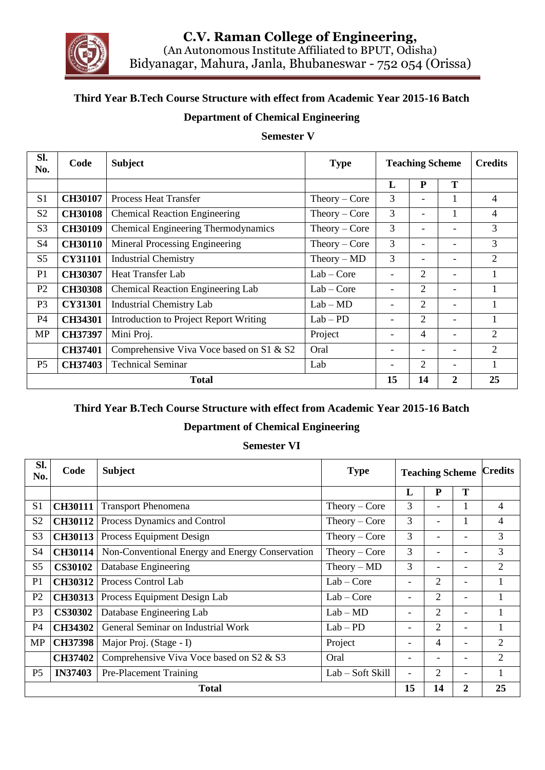# C.V. Raman College of Engineering,

(An Autonomous Institute Affiliated to BPUT, Odisha)

Bidyanagar, Mahura, Janla, Bhubaneswar - 752 054 (Orissa)

## Third Year B.Tech Course Structure with effect from Academic Year 2015-16 Batch

### Department of Chemical Engineering

### Semester V

| Sl. No. | Code | Subject | Type | Teaching Scheme | | | Credits |
|---|---|---|---|---|---|---|---|
| | | | | L | P | T | |
| S1 | CH30107 | Process Heat Transfer | Theory – Core | 3 | - | 1 | 4 |
| S2 | CH30108 | Chemical Reaction Engineering | Theory – Core | 3 | - | 1 | 4 |
| S3 | CH30109 | Chemical Engineering Thermodynamics | Theory – Core | 3 | - | - | 3 |
| S4 | CH30110 | Mineral Processing Engineering | Theory – Core | 3 | - | - | 3 |
| S5 | CY31101 | Industrial Chemistry | Theory – MD | 3 | - | - | 2 |
| P1 | CH30307 | Heat Transfer Lab | Lab – Core | - | 2 | - | 1 |
| P2 | CH30308 | Chemical Reaction Engineering Lab | Lab – Core | - | 2 | - | 1 |
| P3 | CY31301 | Industrial Chemistry Lab | Lab – MD | - | 2 | - | 1 |
| P4 | CH34301 | Introduction to Project Report Writing | Lab – PD | - | 2 | - | 1 |
| MP | CH37397 | Mini Proj. | Project | - | 4 | - | 2 |
| | CH37401 | Comprehensive Viva Voce based on S1 & S2 | Oral | - | - | - | 2 |
| P5 | CH37403 | Technical Seminar | Lab | - | 2 | - | 1 |
| **Total** | | | | **15** | **14** | **2** | **25** |

## Third Year B.Tech Course Structure with effect from Academic Year 2015-16 Batch

### Department of Chemical Engineering

### Semester VI

| Sl. No. | Code | Subject | Type | Teaching Scheme | | | Credits |
|---|---|---|---|---|---|---|---|
| | | | | L | P | T | |
| S1 | CH30111 | Transport Phenomena | Theory – Core | 3 | - | 1 | 4 |
| S2 | CH30112 | Process Dynamics and Control | Theory – Core | 3 | - | 1 | 4 |
| S3 | CH30113 | Process Equipment Design | Theory – Core | 3 | - | - | 3 |
| S4 | CH30114 | Non-Conventional Energy and Energy Conservation | Theory – Core | 3 | - | - | 3 |
| S5 | CS30102 | Database Engineering | Theory – MD | 3 | - | - | 2 |
| P1 | CH30312 | Process Control Lab | Lab – Core | - | 2 | - | 1 |
| P2 | CH30313 | Process Equipment Design Lab | Lab – Core | - | 2 | - | 1 |
| P3 | CS30302 | Database Engineering Lab | Lab – MD | - | 2 | - | 1 |
| P4 | CH34302 | General Seminar on Industrial Work | Lab – PD | - | 2 | - | 1 |
| MP | CH37398 | Major Proj. (Stage - I) | Project | - | 4 | - | 2 |
| | CH37402 | Comprehensive Viva Voce based on S2 & S3 | Oral | - | - | - | 2 |
| P5 | IN37403 | Pre-Placement Training | Lab – Soft Skill | - | 2 | - | 1 |
| **Total** | | | | **15** | **14** | **2** | **25** |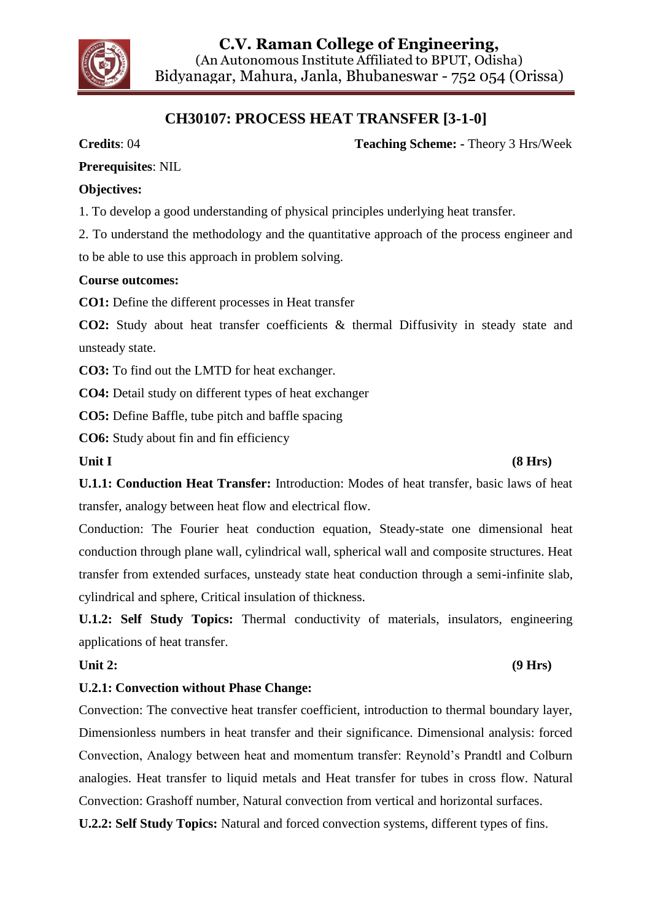# C.V. Raman College of Engineering,

(An Autonomous Institute Affiliated to BPUT, Odisha)
Bidyanagar, Mahura, Janla, Bhubaneswar - 752 054 (Orissa)

## CH30107: PROCESS HEAT TRANSFER [3-1-0]

**Credits**: 04 **Teaching Scheme:** - Theory 3 Hrs/Week

**Prerequisites**: NIL

**Objectives:**

1. To develop a good understanding of physical principles underlying heat transfer.
2. To understand the methodology and the quantitative approach of the process engineer and to be able to use this approach in problem solving.

**Course outcomes:**

**CO1:** Define the different processes in Heat transfer

**CO2:** Study about heat transfer coefficients & thermal Diffusivity in steady state and unsteady state.

**CO3:** To find out the LMTD for heat exchanger.

**CO4:** Detail study on different types of heat exchanger

**CO5:** Define Baffle, tube pitch and baffle spacing

**CO6:** Study about fin and fin efficiency

**Unit I** **(8 Hrs)**

**U.1.1: Conduction Heat Transfer:** Introduction: Modes of heat transfer, basic laws of heat transfer, analogy between heat flow and electrical flow.

Conduction: The Fourier heat conduction equation, Steady-state one dimensional heat conduction through plane wall, cylindrical wall, spherical wall and composite structures. Heat transfer from extended surfaces, unsteady state heat conduction through a semi-infinite slab, cylindrical and sphere, Critical insulation of thickness.

**U.1.2: Self Study Topics:** Thermal conductivity of materials, insulators, engineering applications of heat transfer.

**Unit 2:** **(9 Hrs)**

**U.2.1: Convection without Phase Change:**

Convection: The convective heat transfer coefficient, introduction to thermal boundary layer, Dimensionless numbers in heat transfer and their significance. Dimensional analysis: forced Convection, Analogy between heat and momentum transfer: Reynold's Prandtl and Colburn analogies. Heat transfer to liquid metals and Heat transfer for tubes in cross flow. Natural Convection: Grashoff number, Natural convection from vertical and horizontal surfaces.

**U.2.2: Self Study Topics:** Natural and forced convection systems, different types of fins.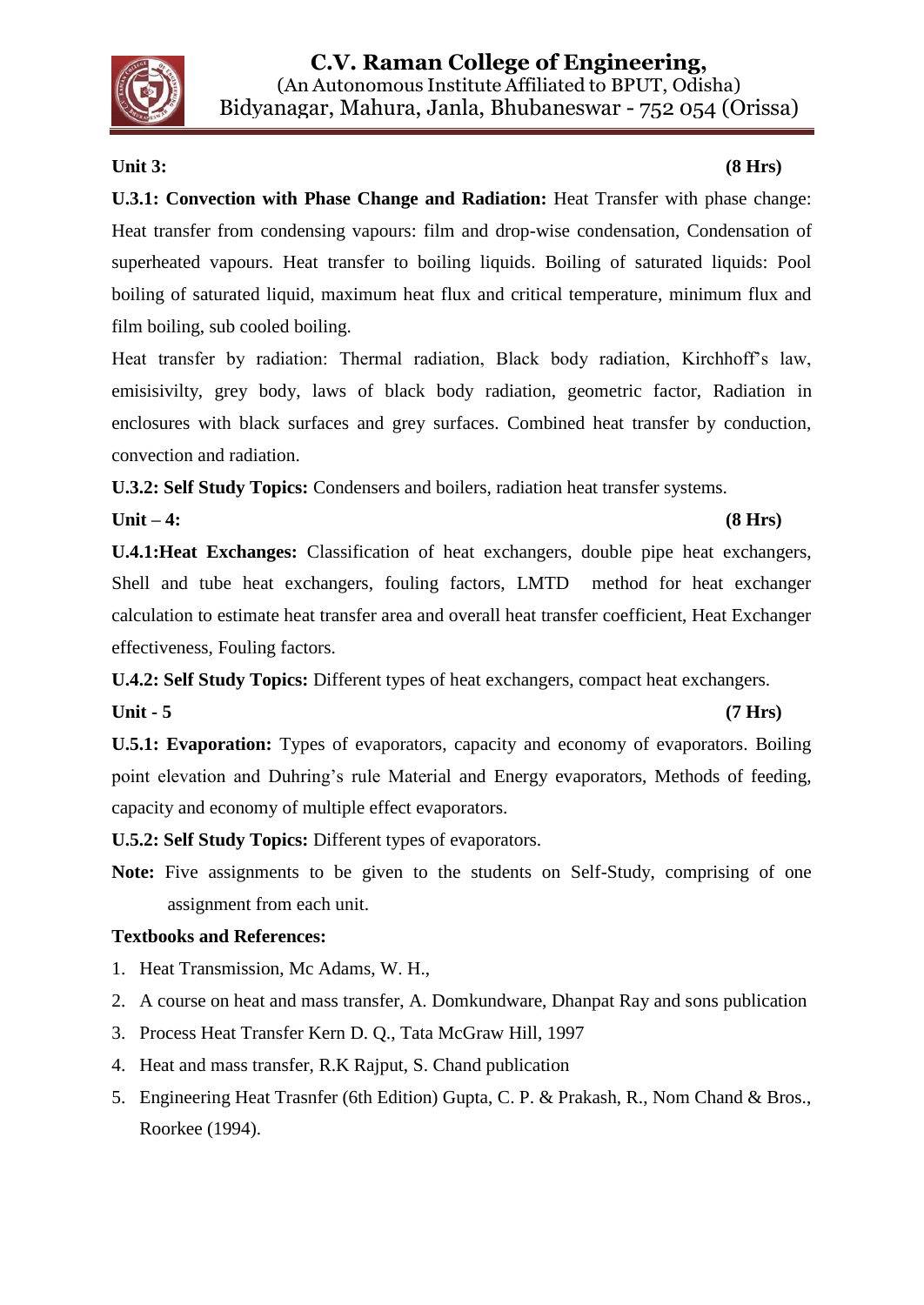**Unit 3:** **(8 Hrs)**

**U.3.1: Convection with Phase Change and Radiation:** Heat Transfer with phase change: Heat transfer from condensing vapours: film and drop-wise condensation, Condensation of superheated vapours. Heat transfer to boiling liquids. Boiling of saturated liquids: Pool boiling of saturated liquid, maximum heat flux and critical temperature, minimum flux and film boiling, sub cooled boiling.

Heat transfer by radiation: Thermal radiation, Black body radiation, Kirchhoff's law, emisisivilty, grey body, laws of black body radiation, geometric factor, Radiation in enclosures with black surfaces and grey surfaces. Combined heat transfer by conduction, convection and radiation.

**U.3.2: Self Study Topics:** Condensers and boilers, radiation heat transfer systems.

**Unit – 4:** **(8 Hrs)**

**U.4.1:Heat Exchanges:** Classification of heat exchangers, double pipe heat exchangers, Shell and tube heat exchangers, fouling factors, LMTD method for heat exchanger calculation to estimate heat transfer area and overall heat transfer coefficient, Heat Exchanger effectiveness, Fouling factors.

**U.4.2: Self Study Topics:** Different types of heat exchangers, compact heat exchangers.

**Unit - 5** **(7 Hrs)**

**U.5.1: Evaporation:** Types of evaporators, capacity and economy of evaporators. Boiling point elevation and Duhring's rule Material and Energy evaporators, Methods of feeding, capacity and economy of multiple effect evaporators.

**U.5.2: Self Study Topics:** Different types of evaporators.

**Note:** Five assignments to be given to the students on Self-Study, comprising of one assignment from each unit.

**Textbooks and References:**

1. Heat Transmission, Mc Adams, W. H.,
2. A course on heat and mass transfer, A. Domkundware, Dhanpat Ray and sons publication
3. Process Heat Transfer Kern D. Q., Tata McGraw Hill, 1997
4. Heat and mass transfer, R.K Rajput, S. Chand publication
5. Engineering Heat Trasnfer (6th Edition) Gupta, C. P. & Prakash, R., Nom Chand & Bros., Roorkee (1994).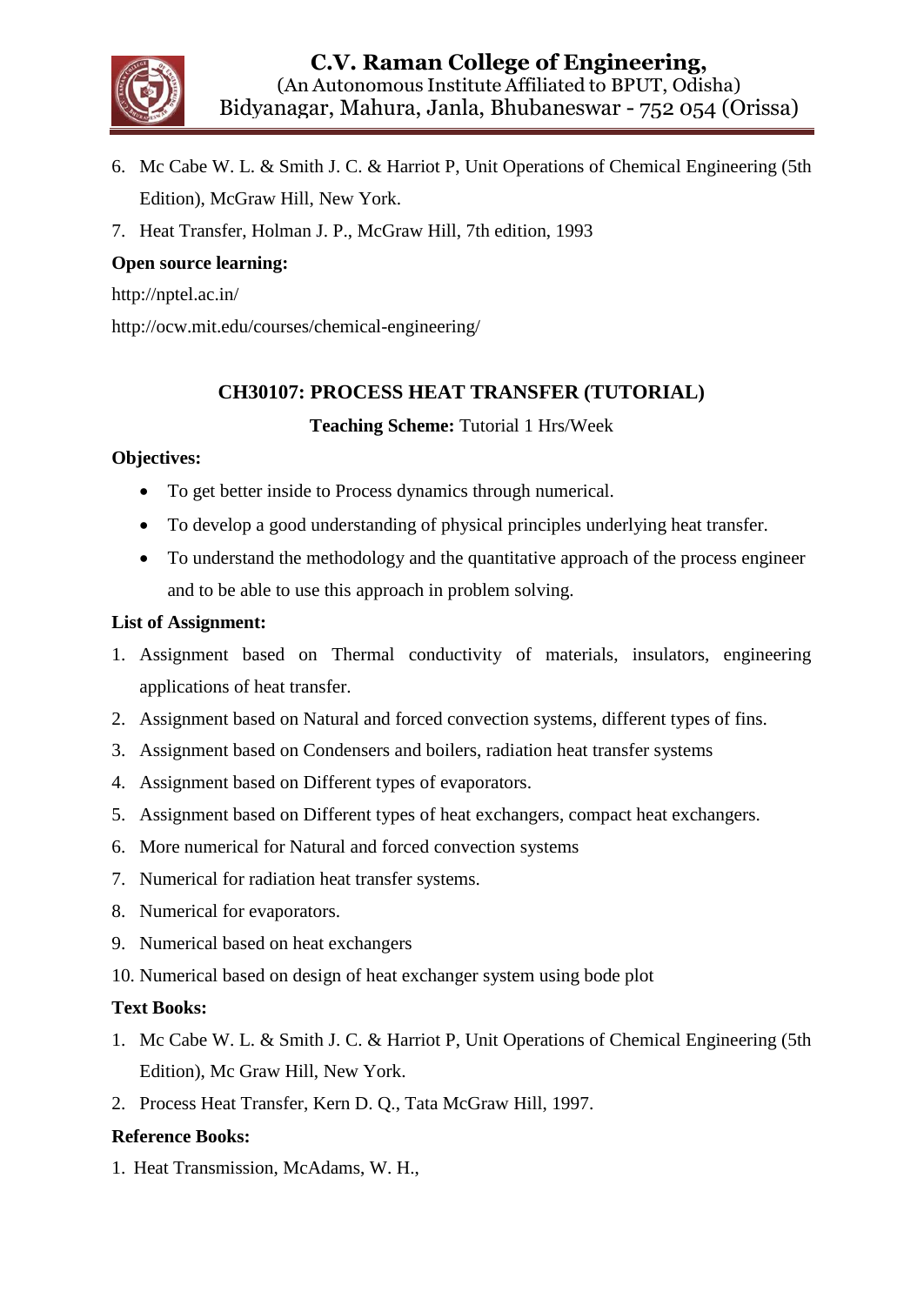6. Mc Cabe W. L. & Smith J. C. & Harriot P, Unit Operations of Chemical Engineering (5th Edition), McGraw Hill, New York.
7. Heat Transfer, Holman J. P., McGraw Hill, 7th edition, 1993

**Open source learning:**

http://nptel.ac.in/

http://ocw.mit.edu/courses/chemical-engineering/

## CH30107: PROCESS HEAT TRANSFER (TUTORIAL)

**Teaching Scheme:** Tutorial 1 Hrs/Week

**Objectives:**

- To get better inside to Process dynamics through numerical.
- To develop a good understanding of physical principles underlying heat transfer.
- To understand the methodology and the quantitative approach of the process engineer and to be able to use this approach in problem solving.

**List of Assignment:**

1. Assignment based on Thermal conductivity of materials, insulators, engineering applications of heat transfer.
2. Assignment based on Natural and forced convection systems, different types of fins.
3. Assignment based on Condensers and boilers, radiation heat transfer systems
4. Assignment based on Different types of evaporators.
5. Assignment based on Different types of heat exchangers, compact heat exchangers.
6. More numerical for Natural and forced convection systems
7. Numerical for radiation heat transfer systems.
8. Numerical for evaporators.
9. Numerical based on heat exchangers
10. Numerical based on design of heat exchanger system using bode plot

**Text Books:**

1. Mc Cabe W. L. & Smith J. C. & Harriot P, Unit Operations of Chemical Engineering (5th Edition), Mc Graw Hill, New York.
2. Process Heat Transfer, Kern D. Q., Tata McGraw Hill, 1997.

**Reference Books:**

1. Heat Transmission, McAdams, W. H.,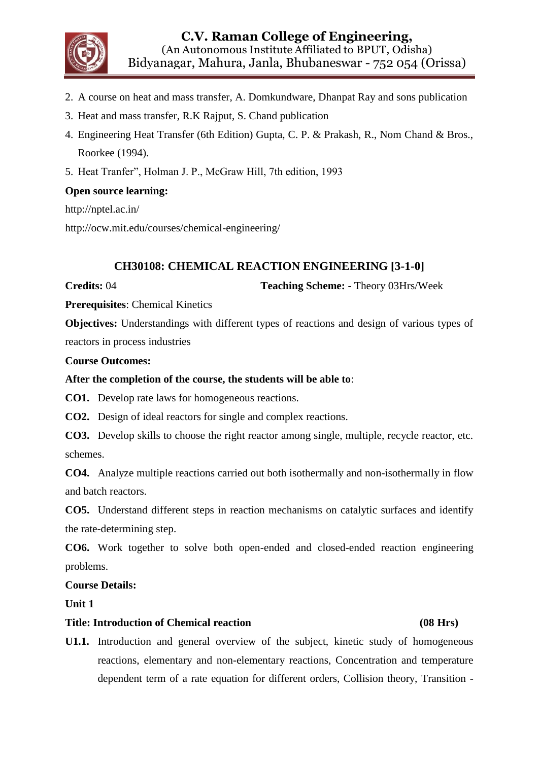2. A course on heat and mass transfer, A. Domkundware, Dhanpat Ray and sons publication
3. Heat and mass transfer, R.K Rajput, S. Chand publication
4. Engineering Heat Transfer (6th Edition) Gupta, C. P. & Prakash, R., Nom Chand & Bros., Roorkee (1994).
5. Heat Tranfer", Holman J. P., McGraw Hill, 7th edition, 1993

**Open source learning:**

http://nptel.ac.in/

http://ocw.mit.edu/courses/chemical-engineering/

## CH30108: CHEMICAL REACTION ENGINEERING [3-1-0]

**Credits:** 04 **Teaching Scheme: -** Theory 03Hrs/Week

**Prerequisites**: Chemical Kinetics

**Objectives:** Understandings with different types of reactions and design of various types of reactors in process industries

**Course Outcomes:**

**After the completion of the course, the students will be able to**:

**CO1.** Develop rate laws for homogeneous reactions.

**CO2.** Design of ideal reactors for single and complex reactions.

**CO3.** Develop skills to choose the right reactor among single, multiple, recycle reactor, etc. schemes.

**CO4.** Analyze multiple reactions carried out both isothermally and non-isothermally in flow and batch reactors.

**CO5.** Understand different steps in reaction mechanisms on catalytic surfaces and identify the rate-determining step.

**CO6.** Work together to solve both open-ended and closed-ended reaction engineering problems.

**Course Details:**

**Unit 1**

**Title: Introduction of Chemical reaction (08 Hrs)**

**U1.1.** Introduction and general overview of the subject, kinetic study of homogeneous reactions, elementary and non-elementary reactions, Concentration and temperature dependent term of a rate equation for different orders, Collision theory, Transition -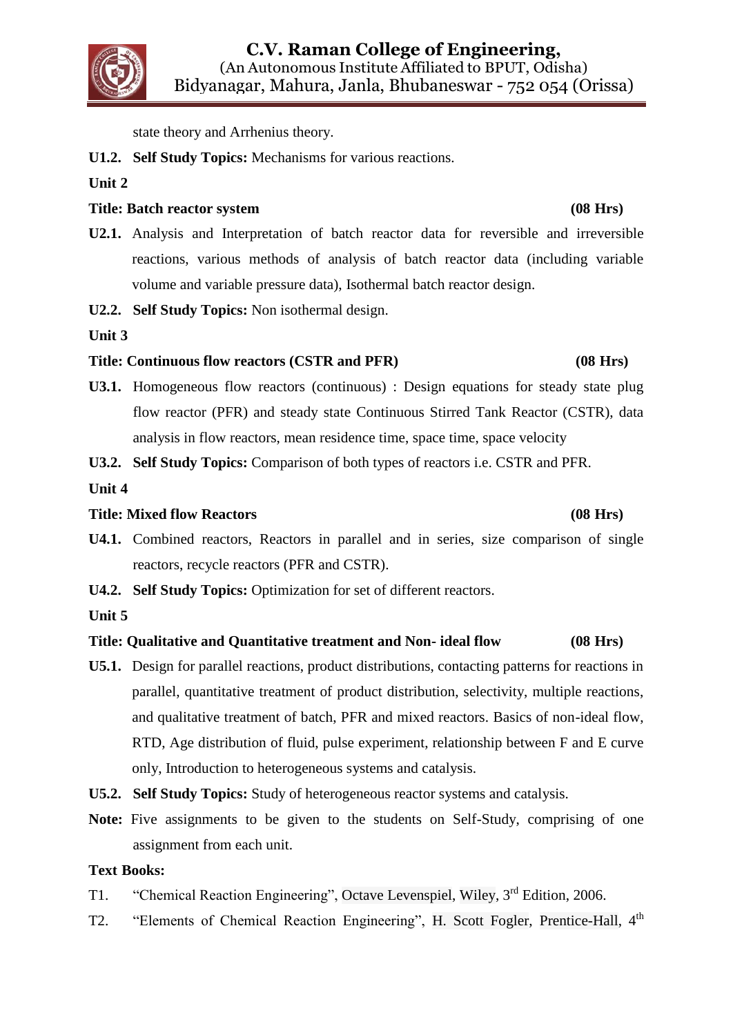state theory and Arrhenius theory.

**U1.2. Self Study Topics:** Mechanisms for various reactions.

**Unit 2**

**Title: Batch reactor system (08 Hrs)**

**U2.1.** Analysis and Interpretation of batch reactor data for reversible and irreversible reactions, various methods of analysis of batch reactor data (including variable volume and variable pressure data), Isothermal batch reactor design.

**U2.2. Self Study Topics:** Non isothermal design.

**Unit 3**

**Title: Continuous flow reactors (CSTR and PFR) (08 Hrs)**

**U3.1.** Homogeneous flow reactors (continuous) : Design equations for steady state plug flow reactor (PFR) and steady state Continuous Stirred Tank Reactor (CSTR), data analysis in flow reactors, mean residence time, space time, space velocity

**U3.2. Self Study Topics:** Comparison of both types of reactors i.e. CSTR and PFR.

**Unit 4**

**Title: Mixed flow Reactors (08 Hrs)**

**U4.1.** Combined reactors, Reactors in parallel and in series, size comparison of single reactors, recycle reactors (PFR and CSTR).

**U4.2. Self Study Topics:** Optimization for set of different reactors.

**Unit 5**

**Title: Qualitative and Quantitative treatment and Non- ideal flow (08 Hrs)**

**U5.1.** Design for parallel reactions, product distributions, contacting patterns for reactions in parallel, quantitative treatment of product distribution, selectivity, multiple reactions, and qualitative treatment of batch, PFR and mixed reactors. Basics of non-ideal flow, RTD, Age distribution of fluid, pulse experiment, relationship between F and E curve only, Introduction to heterogeneous systems and catalysis.

**U5.2. Self Study Topics:** Study of heterogeneous reactor systems and catalysis.

**Note:** Five assignments to be given to the students on Self-Study, comprising of one assignment from each unit.

**Text Books:**

T1. "Chemical Reaction Engineering", Octave Levenspiel, Wiley, 3rd Edition, 2006.

T2. "Elements of Chemical Reaction Engineering", H. Scott Fogler, Prentice-Hall, 4th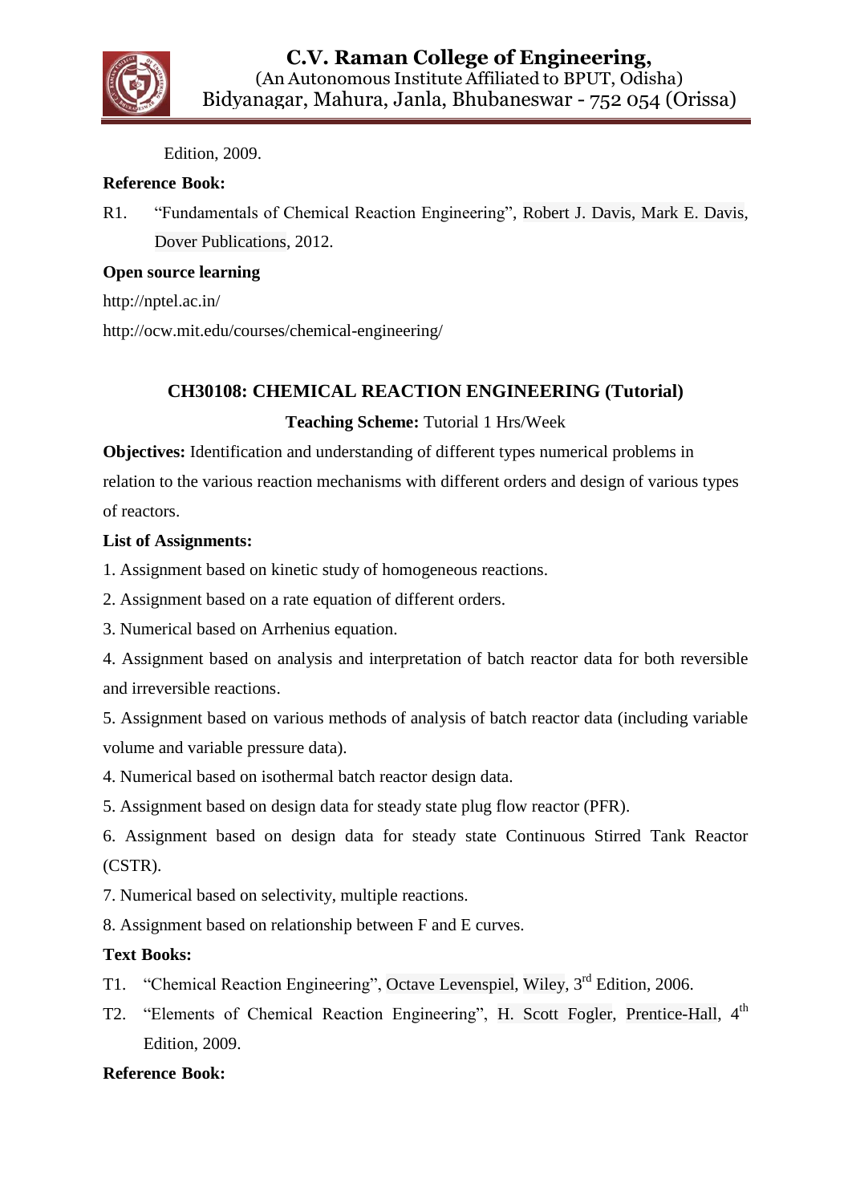Edition, 2009.

**Reference Book:**

R1. "Fundamentals of Chemical Reaction Engineering", Robert J. Davis, Mark E. Davis, Dover Publications, 2012.

**Open source learning**

http://nptel.ac.in/

http://ocw.mit.edu/courses/chemical-engineering/

## CH30108: CHEMICAL REACTION ENGINEERING (Tutorial)

**Teaching Scheme:** Tutorial 1 Hrs/Week

**Objectives:** Identification and understanding of different types numerical problems in relation to the various reaction mechanisms with different orders and design of various types of reactors.

**List of Assignments:**

1. Assignment based on kinetic study of homogeneous reactions.
2. Assignment based on a rate equation of different orders.
3. Numerical based on Arrhenius equation.
4. Assignment based on analysis and interpretation of batch reactor data for both reversible and irreversible reactions.
5. Assignment based on various methods of analysis of batch reactor data (including variable volume and variable pressure data).

4. Numerical based on isothermal batch reactor design data.
5. Assignment based on design data for steady state plug flow reactor (PFR).
6. Assignment based on design data for steady state Continuous Stirred Tank Reactor (CSTR).
7. Numerical based on selectivity, multiple reactions.
8. Assignment based on relationship between F and E curves.

**Text Books:**

T1. "Chemical Reaction Engineering", Octave Levenspiel, Wiley, 3rd Edition, 2006.

T2. "Elements of Chemical Reaction Engineering", H. Scott Fogler, Prentice-Hall, 4th Edition, 2009.

**Reference Book:**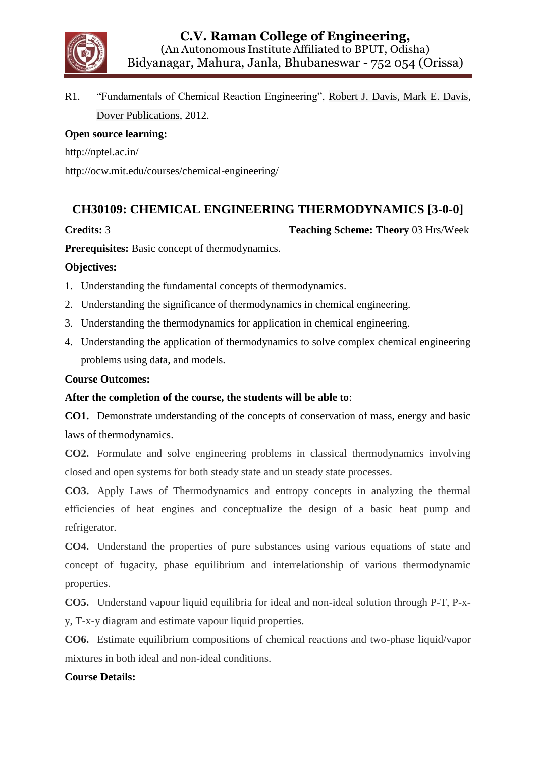R1. "Fundamentals of Chemical Reaction Engineering", Robert J. Davis, Mark E. Davis, Dover Publications, 2012.

**Open source learning:**

http://nptel.ac.in/

http://ocw.mit.edu/courses/chemical-engineering/

## CH30109: CHEMICAL ENGINEERING THERMODYNAMICS [3-0-0]

**Credits:** 3 **Teaching Scheme: Theory** 03 Hrs/Week

**Prerequisites:** Basic concept of thermodynamics.

**Objectives:**

1. Understanding the fundamental concepts of thermodynamics.
2. Understanding the significance of thermodynamics in chemical engineering.
3. Understanding the thermodynamics for application in chemical engineering.
4. Understanding the application of thermodynamics to solve complex chemical engineering problems using data, and models.

**Course Outcomes:**

**After the completion of the course, the students will be able to**:

**CO1.** Demonstrate understanding of the concepts of conservation of mass, energy and basic laws of thermodynamics.

**CO2.** Formulate and solve engineering problems in classical thermodynamics involving closed and open systems for both steady state and un steady state processes.

**CO3.** Apply Laws of Thermodynamics and entropy concepts in analyzing the thermal efficiencies of heat engines and conceptualize the design of a basic heat pump and refrigerator.

**CO4.** Understand the properties of pure substances using various equations of state and concept of fugacity, phase equilibrium and interrelationship of various thermodynamic properties.

**CO5.** Understand vapour liquid equilibria for ideal and non-ideal solution through P-T, P-x-y, T-x-y diagram and estimate vapour liquid properties.

**CO6.** Estimate equilibrium compositions of chemical reactions and two-phase liquid/vapor mixtures in both ideal and non-ideal conditions.

**Course Details:**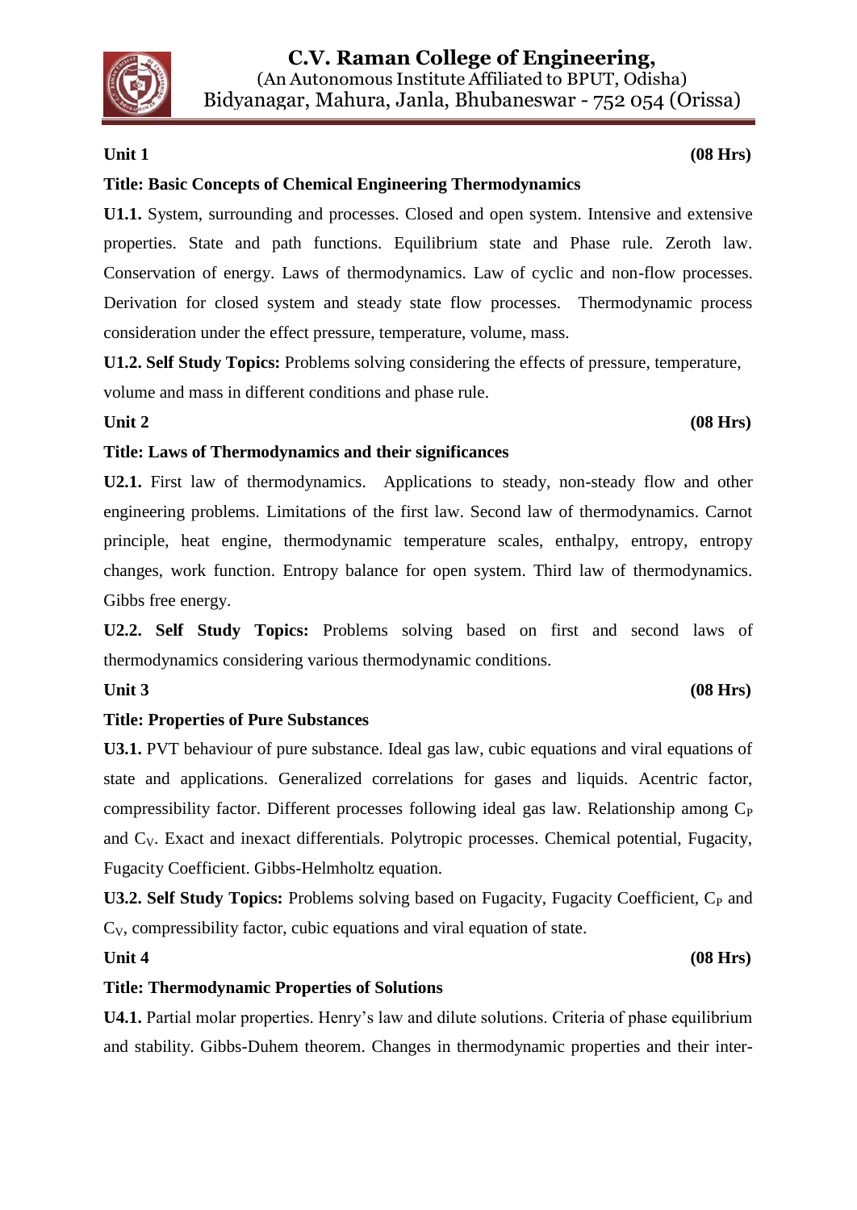**Unit 1** **(08 Hrs)**

**Title: Basic Concepts of Chemical Engineering Thermodynamics**

**U1.1.** System, surrounding and processes. Closed and open system. Intensive and extensive properties. State and path functions. Equilibrium state and Phase rule. Zeroth law. Conservation of energy. Laws of thermodynamics. Law of cyclic and non-flow processes. Derivation for closed system and steady state flow processes. Thermodynamic process consideration under the effect pressure, temperature, volume, mass.

**U1.2. Self Study Topics:** Problems solving considering the effects of pressure, temperature, volume and mass in different conditions and phase rule.

**Unit 2** **(08 Hrs)**

**Title: Laws of Thermodynamics and their significances**

**U2.1.** First law of thermodynamics. Applications to steady, non-steady flow and other engineering problems. Limitations of the first law. Second law of thermodynamics. Carnot principle, heat engine, thermodynamic temperature scales, enthalpy, entropy, entropy changes, work function. Entropy balance for open system. Third law of thermodynamics. Gibbs free energy.

**U2.2. Self Study Topics:** Problems solving based on first and second laws of thermodynamics considering various thermodynamic conditions.

**Unit 3** **(08 Hrs)**

**Title: Properties of Pure Substances**

**U3.1.** PVT behaviour of pure substance. Ideal gas law, cubic equations and viral equations of state and applications. Generalized correlations for gases and liquids. Acentric factor, compressibility factor. Different processes following ideal gas law. Relationship among $C_P$ and $C_V$. Exact and inexact differentials. Polytropic processes. Chemical potential, Fugacity, Fugacity Coefficient. Gibbs-Helmholtz equation.

**U3.2. Self Study Topics:** Problems solving based on Fugacity, Fugacity Coefficient, $C_P$ and $C_V$, compressibility factor, cubic equations and viral equation of state.

**Unit 4** **(08 Hrs)**

**Title: Thermodynamic Properties of Solutions**

**U4.1.** Partial molar properties. Henry's law and dilute solutions. Criteria of phase equilibrium and stability. Gibbs-Duhem theorem. Changes in thermodynamic properties and their inter-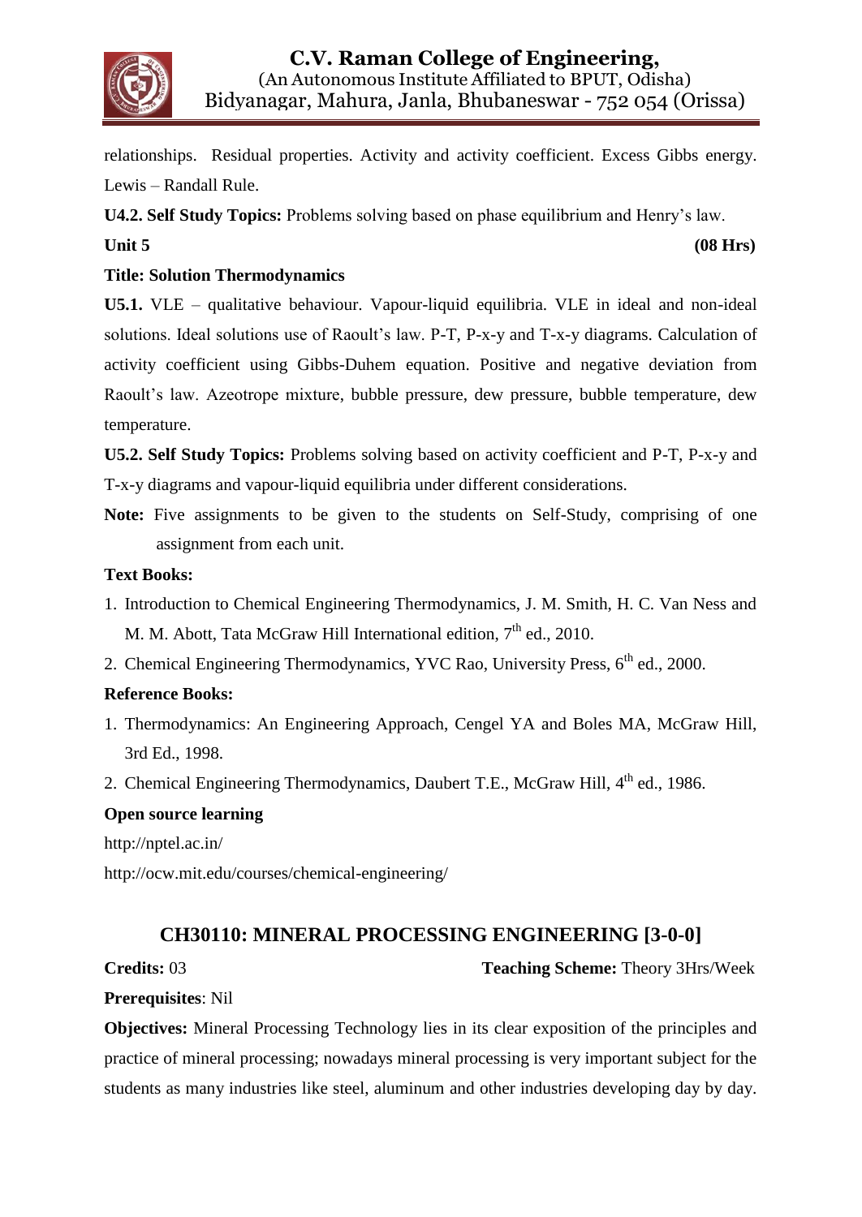relationships. Residual properties. Activity and activity coefficient. Excess Gibbs energy. Lewis – Randall Rule.

**U4.2. Self Study Topics:** Problems solving based on phase equilibrium and Henry's law.

**Unit 5** **(08 Hrs)**

**Title: Solution Thermodynamics**

**U5.1.** VLE – qualitative behaviour. Vapour-liquid equilibria. VLE in ideal and non-ideal solutions. Ideal solutions use of Raoult's law. P-T, P-x-y and T-x-y diagrams. Calculation of activity coefficient using Gibbs-Duhem equation. Positive and negative deviation from Raoult's law. Azeotrope mixture, bubble pressure, dew pressure, bubble temperature, dew temperature.

**U5.2. Self Study Topics:** Problems solving based on activity coefficient and P-T, P-x-y and T-x-y diagrams and vapour-liquid equilibria under different considerations.

**Note:** Five assignments to be given to the students on Self-Study, comprising of one assignment from each unit.

**Text Books:**

1. Introduction to Chemical Engineering Thermodynamics, J. M. Smith, H. C. Van Ness and M. M. Abott, Tata McGraw Hill International edition, 7th ed., 2010.
2. Chemical Engineering Thermodynamics, YVC Rao, University Press, 6th ed., 2000.

**Reference Books:**

1. Thermodynamics: An Engineering Approach, Cengel YA and Boles MA, McGraw Hill, 3rd Ed., 1998.
2. Chemical Engineering Thermodynamics, Daubert T.E., McGraw Hill, 4th ed., 1986.

**Open source learning**

http://nptel.ac.in/

http://ocw.mit.edu/courses/chemical-engineering/

## CH30110: MINERAL PROCESSING ENGINEERING [3-0-0]

**Credits:** 03 **Teaching Scheme:** Theory 3Hrs/Week

**Prerequisites**: Nil

**Objectives:** Mineral Processing Technology lies in its clear exposition of the principles and practice of mineral processing; nowadays mineral processing is very important subject for the students as many industries like steel, aluminum and other industries developing day by day.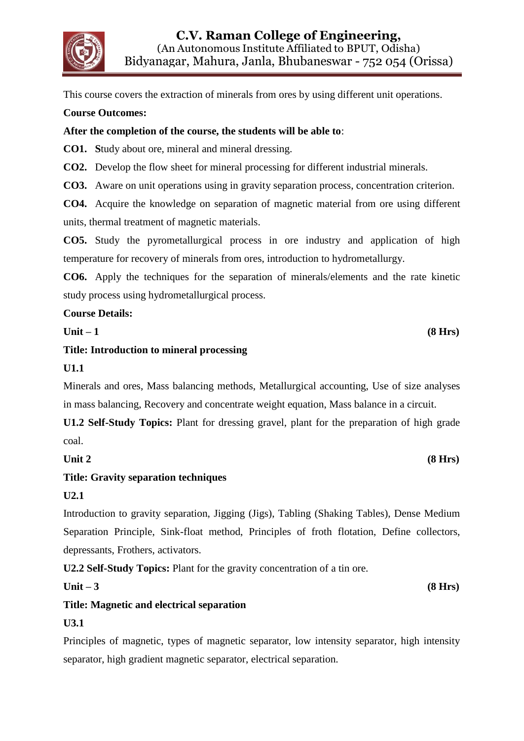This course covers the extraction of minerals from ores by using different unit operations.

**Course Outcomes:**

**After the completion of the course, the students will be able to**:

**CO1.** **S**tudy about ore, mineral and mineral dressing.

**CO2.** Develop the flow sheet for mineral processing for different industrial minerals.

**CO3.** Aware on unit operations using in gravity separation process, concentration criterion.

**CO4.** Acquire the knowledge on separation of magnetic material from ore using different units, thermal treatment of magnetic materials.

**CO5.** Study the pyrometallurgical process in ore industry and application of high temperature for recovery of minerals from ores, introduction to hydrometallurgy.

**CO6.** Apply the techniques for the separation of minerals/elements and the rate kinetic study process using hydrometallurgical process.

**Course Details:**

**Unit – 1** **(8 Hrs)**

**Title: Introduction to mineral processing**

**U1.1**

Minerals and ores, Mass balancing methods, Metallurgical accounting, Use of size analyses in mass balancing, Recovery and concentrate weight equation, Mass balance in a circuit.

**U1.2 Self-Study Topics:** Plant for dressing gravel, plant for the preparation of high grade coal.

**Unit 2** **(8 Hrs)**

**Title: Gravity separation techniques**

**U2.1**

Introduction to gravity separation, Jigging (Jigs), Tabling (Shaking Tables), Dense Medium Separation Principle, Sink-float method, Principles of froth flotation, Define collectors, depressants, Frothers, activators.

**U2.2 Self-Study Topics:** Plant for the gravity concentration of a tin ore.

**Unit – 3** **(8 Hrs)**

**Title: Magnetic and electrical separation**

**U3.1**

Principles of magnetic, types of magnetic separator, low intensity separator, high intensity separator, high gradient magnetic separator, electrical separation.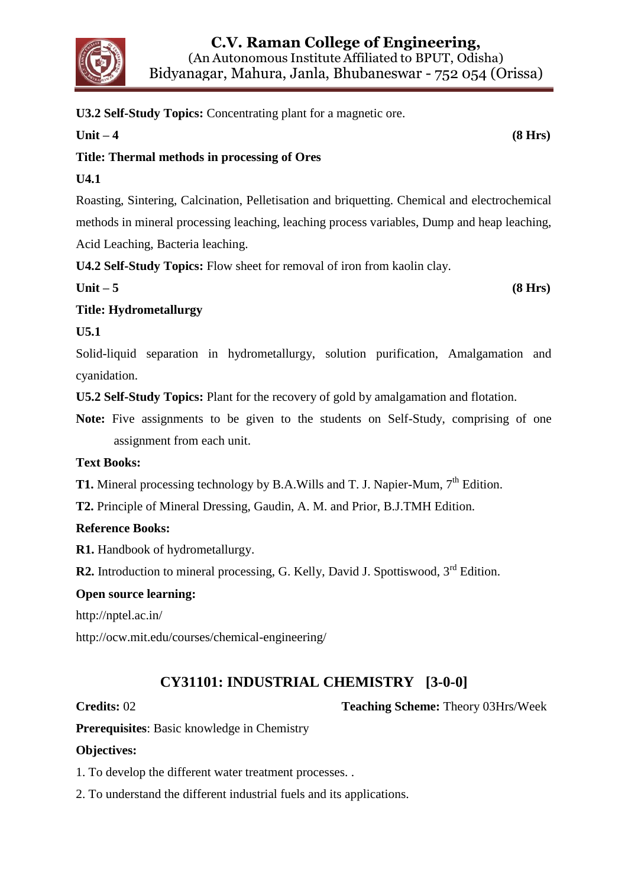**U3.2 Self-Study Topics:** Concentrating plant for a magnetic ore.

**Unit – 4** **(8 Hrs)**

**Title: Thermal methods in processing of Ores**

**U4.1**

Roasting, Sintering, Calcination, Pelletisation and briquetting. Chemical and electrochemical methods in mineral processing leaching, leaching process variables, Dump and heap leaching, Acid Leaching, Bacteria leaching.

**U4.2 Self-Study Topics:** Flow sheet for removal of iron from kaolin clay.

**Unit – 5** **(8 Hrs)**

**Title: Hydrometallurgy**

**U5.1**

Solid-liquid separation in hydrometallurgy, solution purification, Amalgamation and cyanidation.

**U5.2 Self-Study Topics:** Plant for the recovery of gold by amalgamation and flotation.

**Note:** Five assignments to be given to the students on Self-Study, comprising of one assignment from each unit.

**Text Books:**

**T1.** Mineral processing technology by B.A.Wills and T. J. Napier-Mum, 7th Edition.

**T2.** Principle of Mineral Dressing, Gaudin, A. M. and Prior, B.J.TMH Edition.

**Reference Books:**

**R1.** Handbook of hydrometallurgy.

**R2.** Introduction to mineral processing, G. Kelly, David J. Spottiswood, 3rd Edition.

**Open source learning:**

http://nptel.ac.in/

http://ocw.mit.edu/courses/chemical-engineering/

## CY31101: INDUSTRIAL CHEMISTRY [3-0-0]

**Credits:** 02 **Teaching Scheme:** Theory 03Hrs/Week

**Prerequisites**: Basic knowledge in Chemistry

**Objectives:**

1. To develop the different water treatment processes. .
2. To understand the different industrial fuels and its applications.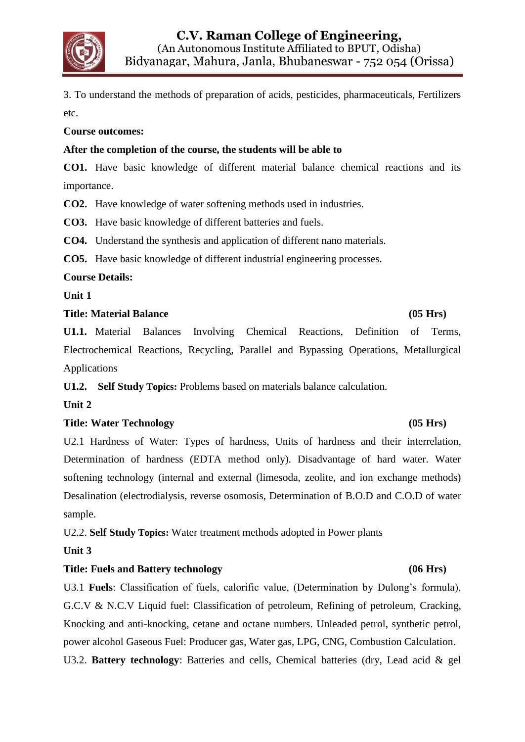3. To understand the methods of preparation of acids, pesticides, pharmaceuticals, Fertilizers etc.

**Course outcomes:**

**After the completion of the course, the students will be able to**

**CO1.** Have basic knowledge of different material balance chemical reactions and its importance.

**CO2.** Have knowledge of water softening methods used in industries.

**CO3.** Have basic knowledge of different batteries and fuels.

**CO4.** Understand the synthesis and application of different nano materials.

**CO5.** Have basic knowledge of different industrial engineering processes.

**Course Details:**

**Unit 1**

**Title: Material Balance** **(05 Hrs)**

**U1.1.** Material Balances Involving Chemical Reactions, Definition of Terms, Electrochemical Reactions, Recycling, Parallel and Bypassing Operations, Metallurgical Applications

**U1.2. Self Study Topics:** Problems based on materials balance calculation.

**Unit 2**

**Title: Water Technology** **(05 Hrs)**

U2.1 Hardness of Water: Types of hardness, Units of hardness and their interrelation, Determination of hardness (EDTA method only). Disadvantage of hard water. Water softening technology (internal and external (limesoda, zeolite, and ion exchange methods) Desalination (electrodialysis, reverse osomosis, Determination of B.O.D and C.O.D of water sample.

U2.2. **Self Study Topics:** Water treatment methods adopted in Power plants

**Unit 3**

**Title: Fuels and Battery technology** **(06 Hrs)**

U3.1 **Fuels**: Classification of fuels, calorific value, (Determination by Dulong's formula), G.C.V & N.C.V Liquid fuel: Classification of petroleum, Refining of petroleum, Cracking, Knocking and anti-knocking, cetane and octane numbers. Unleaded petrol, synthetic petrol, power alcohol Gaseous Fuel: Producer gas, Water gas, LPG, CNG, Combustion Calculation.

U3.2. **Battery technology**: Batteries and cells, Chemical batteries (dry, Lead acid & gel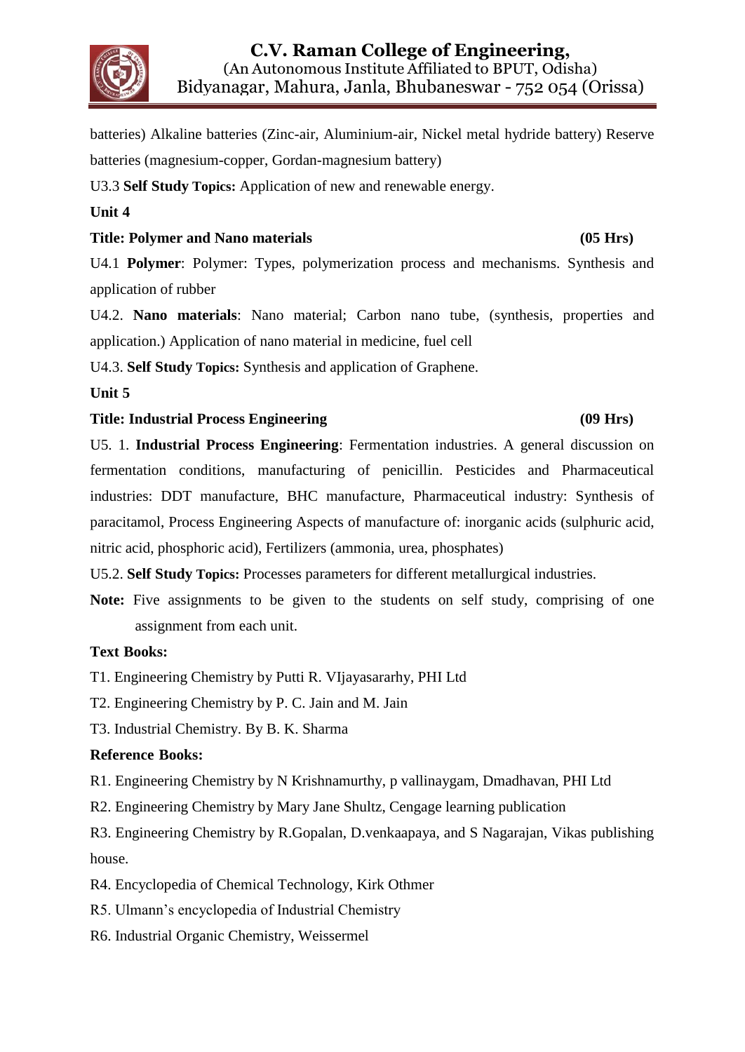batteries) Alkaline batteries (Zinc-air, Aluminium-air, Nickel metal hydride battery) Reserve batteries (magnesium-copper, Gordan-magnesium battery)

U3.3 **Self Study Topics:** Application of new and renewable energy.

**Unit 4**

**Title: Polymer and Nano materials (05 Hrs)**

U4.1 **Polymer**: Polymer: Types, polymerization process and mechanisms. Synthesis and application of rubber

U4.2. **Nano materials**: Nano material; Carbon nano tube, (synthesis, properties and application.) Application of nano material in medicine, fuel cell

U4.3. **Self Study Topics:** Synthesis and application of Graphene.

**Unit 5**

**Title: Industrial Process Engineering (09 Hrs)**

U5. 1. **Industrial Process Engineering**: Fermentation industries. A general discussion on fermentation conditions, manufacturing of penicillin. Pesticides and Pharmaceutical industries: DDT manufacture, BHC manufacture, Pharmaceutical industry: Synthesis of paracitamol, Process Engineering Aspects of manufacture of: inorganic acids (sulphuric acid, nitric acid, phosphoric acid), Fertilizers (ammonia, urea, phosphates)

U5.2. **Self Study Topics:** Processes parameters for different metallurgical industries.

**Note:** Five assignments to be given to the students on self study, comprising of one assignment from each unit.

**Text Books:**

T1. Engineering Chemistry by Putti R. VIjayasararhy, PHI Ltd

T2. Engineering Chemistry by P. C. Jain and M. Jain

T3. Industrial Chemistry. By B. K. Sharma

**Reference Books:**

R1. Engineering Chemistry by N Krishnamurthy, p vallinaygam, Dmadhavan, PHI Ltd

R2. Engineering Chemistry by Mary Jane Shultz, Cengage learning publication

R3. Engineering Chemistry by R.Gopalan, D.venkaapaya, and S Nagarajan, Vikas publishing house.

R4. Encyclopedia of Chemical Technology, Kirk Othmer

R5. Ulmann's encyclopedia of Industrial Chemistry

R6. Industrial Organic Chemistry, Weissermel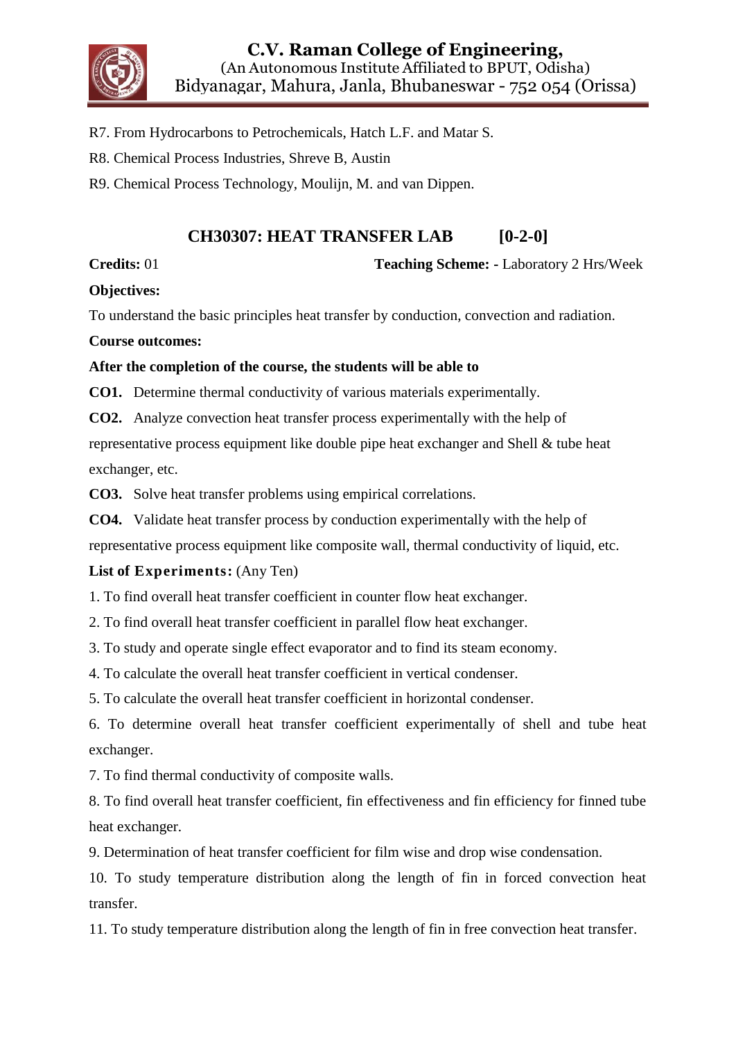R7. From Hydrocarbons to Petrochemicals, Hatch L.F. and Matar S.

R8. Chemical Process Industries, Shreve B, Austin

R9. Chemical Process Technology, Moulijn, M. and van Dippen.

## CH30307: HEAT TRANSFER LAB [0-2-0]

**Credits:** 01 **Teaching Scheme: -** Laboratory 2 Hrs/Week

**Objectives:**

To understand the basic principles heat transfer by conduction, convection and radiation.

**Course outcomes:**

**After the completion of the course, the students will be able to**

**CO1.** Determine thermal conductivity of various materials experimentally.

**CO2.** Analyze convection heat transfer process experimentally with the help of representative process equipment like double pipe heat exchanger and Shell & tube heat exchanger, etc.

**CO3.** Solve heat transfer problems using empirical correlations.

**CO4.** Validate heat transfer process by conduction experimentally with the help of representative process equipment like composite wall, thermal conductivity of liquid, etc.

**List of Experiments:** (Any Ten)

1. To find overall heat transfer coefficient in counter flow heat exchanger.
2. To find overall heat transfer coefficient in parallel flow heat exchanger.
3. To study and operate single effect evaporator and to find its steam economy.
4. To calculate the overall heat transfer coefficient in vertical condenser.
5. To calculate the overall heat transfer coefficient in horizontal condenser.
6. To determine overall heat transfer coefficient experimentally of shell and tube heat exchanger.
7. To find thermal conductivity of composite walls.
8. To find overall heat transfer coefficient, fin effectiveness and fin efficiency for finned tube heat exchanger.
9. Determination of heat transfer coefficient for film wise and drop wise condensation.
10. To study temperature distribution along the length of fin in forced convection heat transfer.
11. To study temperature distribution along the length of fin in free convection heat transfer.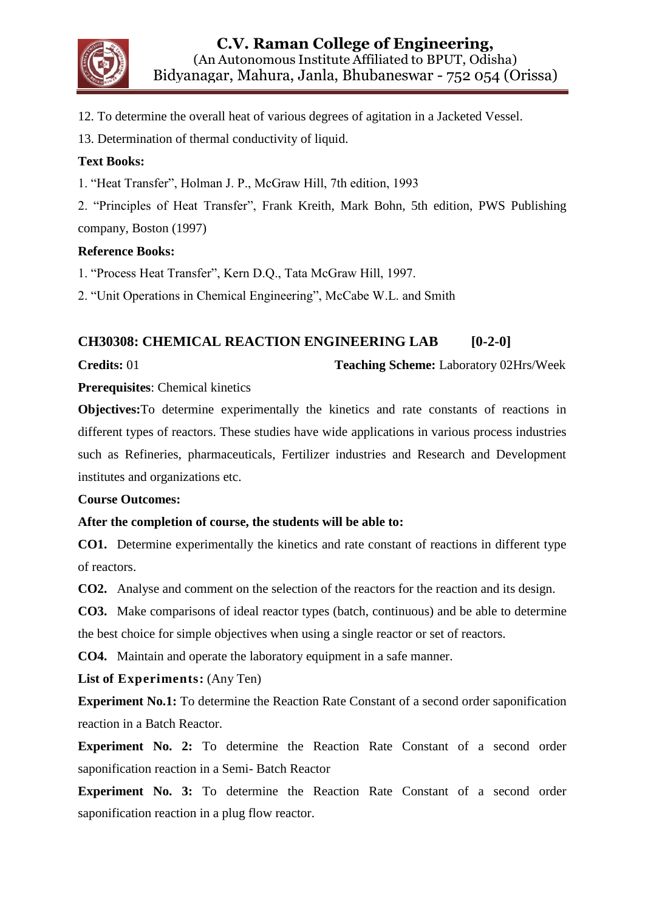12. To determine the overall heat of various degrees of agitation in a Jacketed Vessel.

13. Determination of thermal conductivity of liquid.

**Text Books:**

1. "Heat Transfer", Holman J. P., McGraw Hill, 7th edition, 1993

2. "Principles of Heat Transfer", Frank Kreith, Mark Bohn, 5th edition, PWS Publishing company, Boston (1997)

**Reference Books:**

1. "Process Heat Transfer", Kern D.Q., Tata McGraw Hill, 1997.

2. "Unit Operations in Chemical Engineering", McCabe W.L. and Smith

## CH30308: CHEMICAL REACTION ENGINEERING LAB [0-2-0]

**Credits:** 01 **Teaching Scheme:** Laboratory 02Hrs/Week

**Prerequisites**: Chemical kinetics

**Objectives:**To determine experimentally the kinetics and rate constants of reactions in different types of reactors. These studies have wide applications in various process industries such as Refineries, pharmaceuticals, Fertilizer industries and Research and Development institutes and organizations etc.

**Course Outcomes:**

**After the completion of course, the students will be able to:**

**CO1.** Determine experimentally the kinetics and rate constant of reactions in different type of reactors.

**CO2.** Analyse and comment on the selection of the reactors for the reaction and its design.

**CO3.** Make comparisons of ideal reactor types (batch, continuous) and be able to determine the best choice for simple objectives when using a single reactor or set of reactors.

**CO4.** Maintain and operate the laboratory equipment in a safe manner.

**List of Experiments:** (Any Ten)

**Experiment No.1:** To determine the Reaction Rate Constant of a second order saponification reaction in a Batch Reactor.

**Experiment No. 2:** To determine the Reaction Rate Constant of a second order saponification reaction in a Semi- Batch Reactor

**Experiment No. 3:** To determine the Reaction Rate Constant of a second order saponification reaction in a plug flow reactor.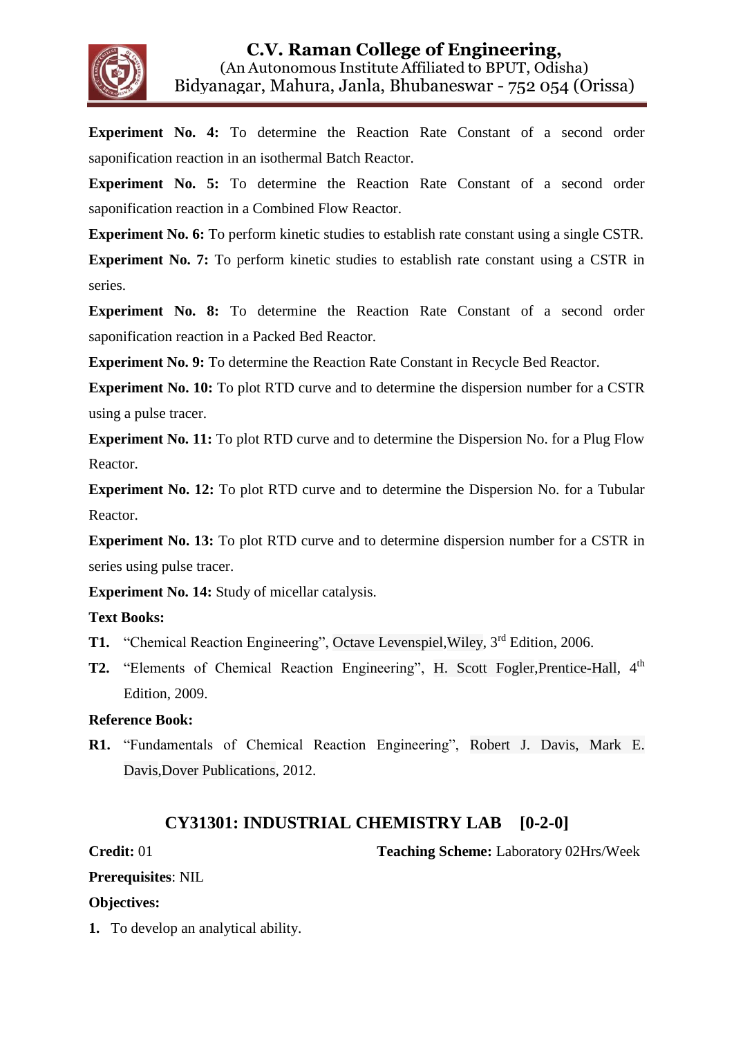**Experiment No. 4:** To determine the Reaction Rate Constant of a second order saponification reaction in an isothermal Batch Reactor.

**Experiment No. 5:** To determine the Reaction Rate Constant of a second order saponification reaction in a Combined Flow Reactor.

**Experiment No. 6:** To perform kinetic studies to establish rate constant using a single CSTR.

**Experiment No. 7:** To perform kinetic studies to establish rate constant using a CSTR in series.

**Experiment No. 8:** To determine the Reaction Rate Constant of a second order saponification reaction in a Packed Bed Reactor.

**Experiment No. 9:** To determine the Reaction Rate Constant in Recycle Bed Reactor.

**Experiment No. 10:** To plot RTD curve and to determine the dispersion number for a CSTR using a pulse tracer.

**Experiment No. 11:** To plot RTD curve and to determine the Dispersion No. for a Plug Flow Reactor.

**Experiment No. 12:** To plot RTD curve and to determine the Dispersion No. for a Tubular Reactor.

**Experiment No. 13:** To plot RTD curve and to determine dispersion number for a CSTR in series using pulse tracer.

**Experiment No. 14:** Study of micellar catalysis.

**Text Books:**

**T1.** "Chemical Reaction Engineering", Octave Levenspiel,Wiley, 3rd Edition, 2006.

**T2.** "Elements of Chemical Reaction Engineering", H. Scott Fogler,Prentice-Hall, 4th Edition, 2009.

**Reference Book:**

**R1.** "Fundamentals of Chemical Reaction Engineering", Robert J. Davis, Mark E. Davis,Dover Publications, 2012.

## CY31301: INDUSTRIAL CHEMISTRY LAB [0-2-0]

**Credit:** 01 **Teaching Scheme:** Laboratory 02Hrs/Week

**Prerequisites**: NIL

**Objectives:**

1. To develop an analytical ability.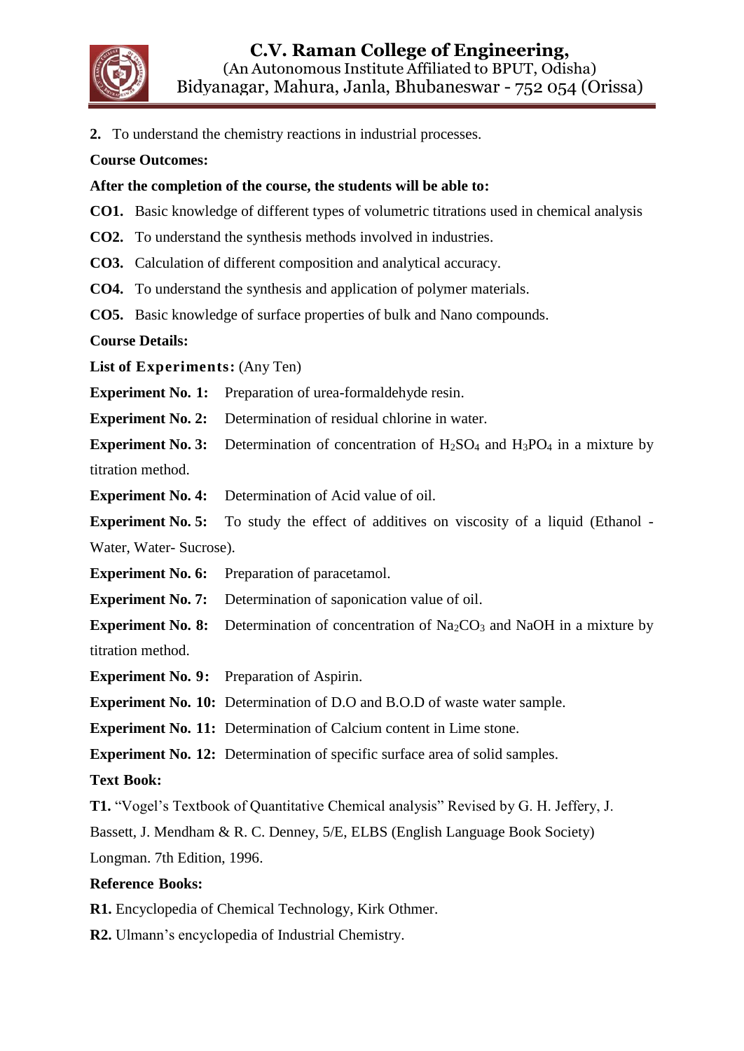**2.** To understand the chemistry reactions in industrial processes.

**Course Outcomes:**

**After the completion of the course, the students will be able to:**

**CO1.** Basic knowledge of different types of volumetric titrations used in chemical analysis

**CO2.** To understand the synthesis methods involved in industries.

**CO3.** Calculation of different composition and analytical accuracy.

**CO4.** To understand the synthesis and application of polymer materials.

**CO5.** Basic knowledge of surface properties of bulk and Nano compounds.

**Course Details:**

**List of Experiments:** (Any Ten)

**Experiment No. 1:** Preparation of urea-formaldehyde resin.

**Experiment No. 2:** Determination of residual chlorine in water.

**Experiment No. 3:** Determination of concentration of $H_2SO_4$ and $H_3PO_4$ in a mixture by titration method.

**Experiment No. 4:** Determination of Acid value of oil.

**Experiment No. 5:** To study the effect of additives on viscosity of a liquid (Ethanol - Water, Water- Sucrose).

**Experiment No. 6:** Preparation of paracetamol.

**Experiment No. 7:** Determination of saponication value of oil.

**Experiment No. 8:** Determination of concentration of $Na_2CO_3$ and NaOH in a mixture by titration method.

**Experiment No. 9:** Preparation of Aspirin.

**Experiment No. 10:** Determination of D.O and B.O.D of waste water sample.

**Experiment No. 11:** Determination of Calcium content in Lime stone.

**Experiment No. 12:** Determination of specific surface area of solid samples.

**Text Book:**

**T1.** "Vogel's Textbook of Quantitative Chemical analysis" Revised by G. H. Jeffery, J. Bassett, J. Mendham & R. C. Denney, 5/E, ELBS (English Language Book Society) Longman. 7th Edition, 1996.

**Reference Books:**

**R1.** Encyclopedia of Chemical Technology, Kirk Othmer.

**R2.** Ulmann's encyclopedia of Industrial Chemistry.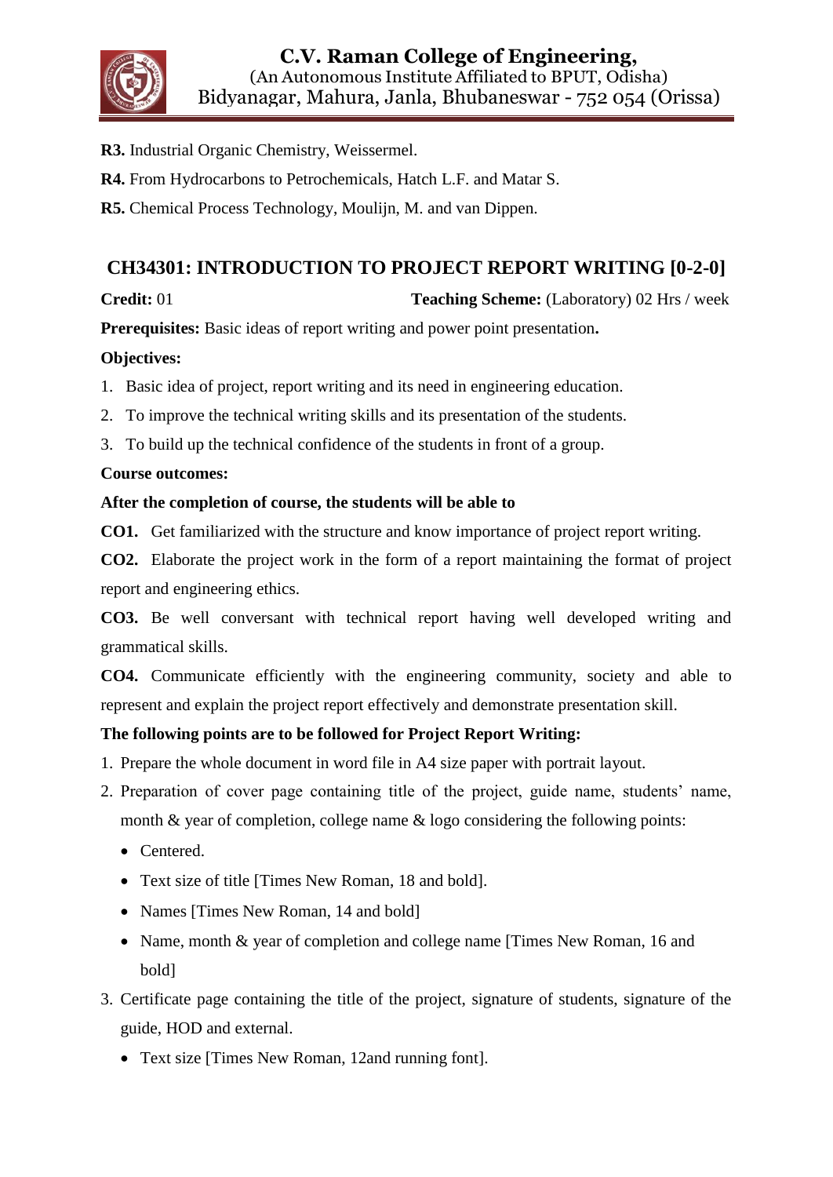**R3.** Industrial Organic Chemistry, Weissermel.

**R4.** From Hydrocarbons to Petrochemicals, Hatch L.F. and Matar S.

**R5.** Chemical Process Technology, Moulijn, M. and van Dippen.

## CH34301: INTRODUCTION TO PROJECT REPORT WRITING [0-2-0]

**Credit:** 01 **Teaching Scheme:** (Laboratory) 02 Hrs / week

**Prerequisites:** Basic ideas of report writing and power point presentation**.**

**Objectives:**

1. Basic idea of project, report writing and its need in engineering education.
2. To improve the technical writing skills and its presentation of the students.
3. To build up the technical confidence of the students in front of a group.

**Course outcomes:**

**After the completion of course, the students will be able to**

**CO1.** Get familiarized with the structure and know importance of project report writing.

**CO2.** Elaborate the project work in the form of a report maintaining the format of project report and engineering ethics.

**CO3.** Be well conversant with technical report having well developed writing and grammatical skills.

**CO4.** Communicate efficiently with the engineering community, society and able to represent and explain the project report effectively and demonstrate presentation skill.

**The following points are to be followed for Project Report Writing:**

1. Prepare the whole document in word file in A4 size paper with portrait layout.
2. Preparation of cover page containing title of the project, guide name, students' name, month & year of completion, college name & logo considering the following points:
   - Centered.
   - Text size of title [Times New Roman, 18 and bold].
   - Names [Times New Roman, 14 and bold]
   - Name, month & year of completion and college name [Times New Roman, 16 and bold]
3. Certificate page containing the title of the project, signature of students, signature of the guide, HOD and external.
   - Text size [Times New Roman, 12and running font].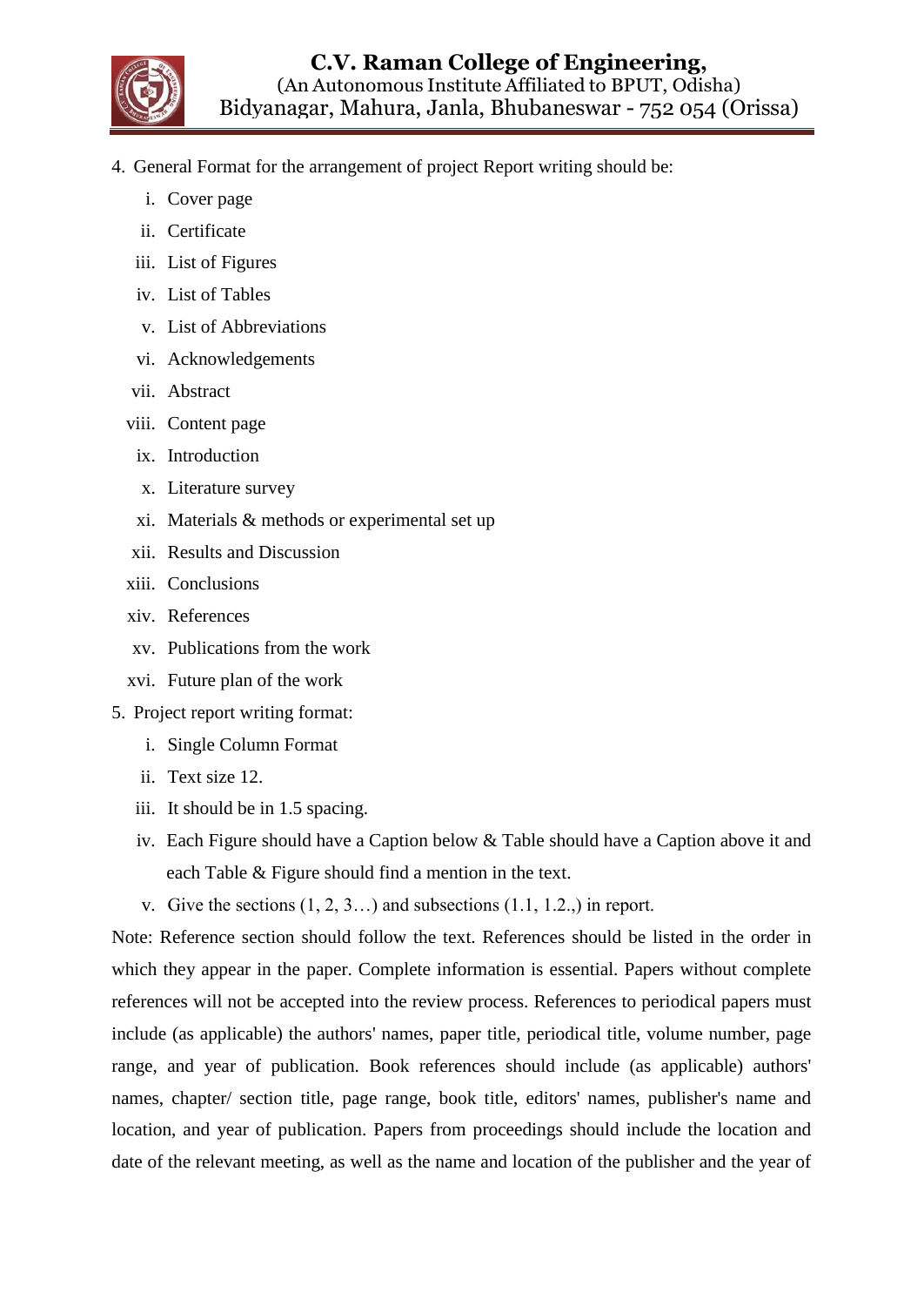4. General Format for the arrangement of project Report writing should be:
    i. Cover page
    ii. Certificate
    iii. List of Figures
    iv. List of Tables
    v. List of Abbreviations
    vi. Acknowledgements
    vii. Abstract
    viii. Content page
    ix. Introduction
    x. Literature survey
    xi. Materials & methods or experimental set up
    xii. Results and Discussion
    xiii. Conclusions
    xiv. References
    xv. Publications from the work
    xvi. Future plan of the work
5. Project report writing format:
    i. Single Column Format
    ii. Text size 12.
    iii. It should be in 1.5 spacing.
    iv. Each Figure should have a Caption below & Table should have a Caption above it and each Table & Figure should find a mention in the text.
    v. Give the sections (1, 2, 3…) and subsections (1.1, 1.2.,) in report.

Note: Reference section should follow the text. References should be listed in the order in which they appear in the paper. Complete information is essential. Papers without complete references will not be accepted into the review process. References to periodical papers must include (as applicable) the authors' names, paper title, periodical title, volume number, page range, and year of publication. Book references should include (as applicable) authors' names, chapter/ section title, page range, book title, editors' names, publisher's name and location, and year of publication. Papers from proceedings should include the location and date of the relevant meeting, as well as the name and location of the publisher and the year of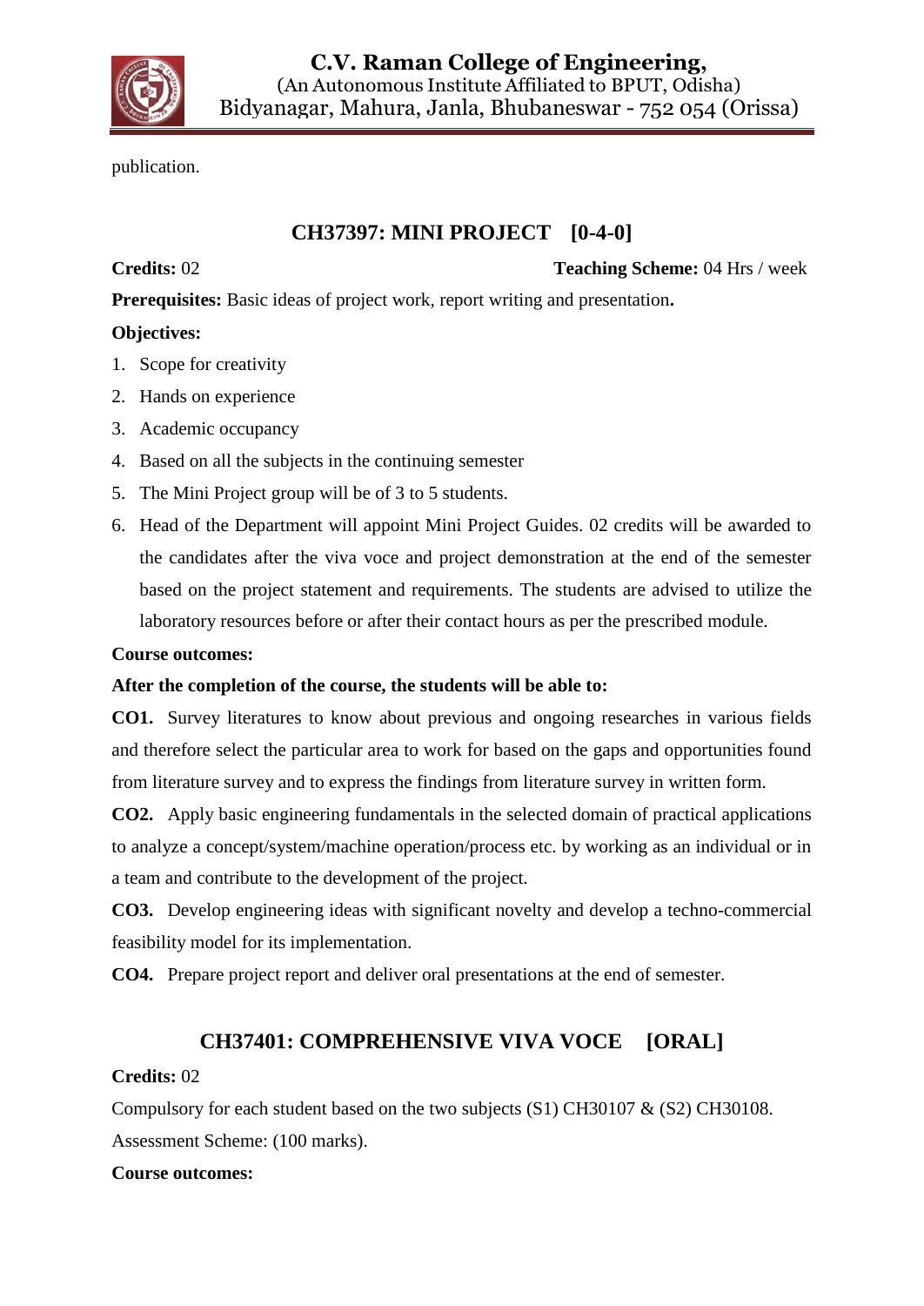publication.

## CH37397: MINI PROJECT [0-4-0]

**Credits:** 02 **Teaching Scheme:** 04 Hrs / week

**Prerequisites:** Basic ideas of project work, report writing and presentation**.**

**Objectives:**

1. Scope for creativity
2. Hands on experience
3. Academic occupancy
4. Based on all the subjects in the continuing semester
5. The Mini Project group will be of 3 to 5 students.
6. Head of the Department will appoint Mini Project Guides. 02 credits will be awarded to the candidates after the viva voce and project demonstration at the end of the semester based on the project statement and requirements. The students are advised to utilize the laboratory resources before or after their contact hours as per the prescribed module.

**Course outcomes:**

**After the completion of the course, the students will be able to:**

**CO1.** Survey literatures to know about previous and ongoing researches in various fields and therefore select the particular area to work for based on the gaps and opportunities found from literature survey and to express the findings from literature survey in written form.

**CO2.** Apply basic engineering fundamentals in the selected domain of practical applications to analyze a concept/system/machine operation/process etc. by working as an individual or in a team and contribute to the development of the project.

**CO3.** Develop engineering ideas with significant novelty and develop a techno-commercial feasibility model for its implementation.

**CO4.** Prepare project report and deliver oral presentations at the end of semester.

## CH37401: COMPREHENSIVE VIVA VOCE [ORAL]

**Credits:** 02

Compulsory for each student based on the two subjects (S1) CH30107 & (S2) CH30108.

Assessment Scheme: (100 marks).

**Course outcomes:**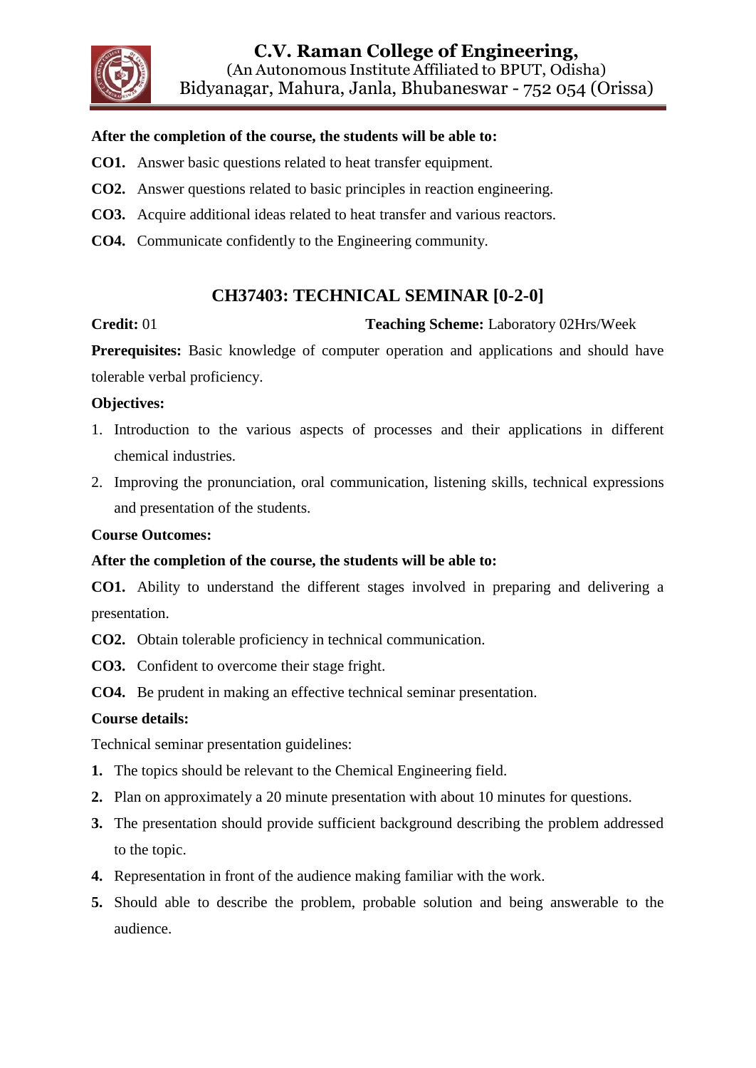**After the completion of the course, the students will be able to:**

**CO1.** Answer basic questions related to heat transfer equipment.

**CO2.** Answer questions related to basic principles in reaction engineering.

**CO3.** Acquire additional ideas related to heat transfer and various reactors.

**CO4.** Communicate confidently to the Engineering community.

## CH37403: TECHNICAL SEMINAR [0-2-0]

**Credit:** 01 **Teaching Scheme:** Laboratory 02Hrs/Week

**Prerequisites:** Basic knowledge of computer operation and applications and should have tolerable verbal proficiency.

**Objectives:**

1. Introduction to the various aspects of processes and their applications in different chemical industries.
2. Improving the pronunciation, oral communication, listening skills, technical expressions and presentation of the students.

**Course Outcomes:**

**After the completion of the course, the students will be able to:**

**CO1.** Ability to understand the different stages involved in preparing and delivering a presentation.

**CO2.** Obtain tolerable proficiency in technical communication.

**CO3.** Confident to overcome their stage fright.

**CO4.** Be prudent in making an effective technical seminar presentation.

**Course details:**

Technical seminar presentation guidelines:

1. The topics should be relevant to the Chemical Engineering field.
2. Plan on approximately a 20 minute presentation with about 10 minutes for questions.
3. The presentation should provide sufficient background describing the problem addressed to the topic.
4. Representation in front of the audience making familiar with the work.
5. Should able to describe the problem, probable solution and being answerable to the audience.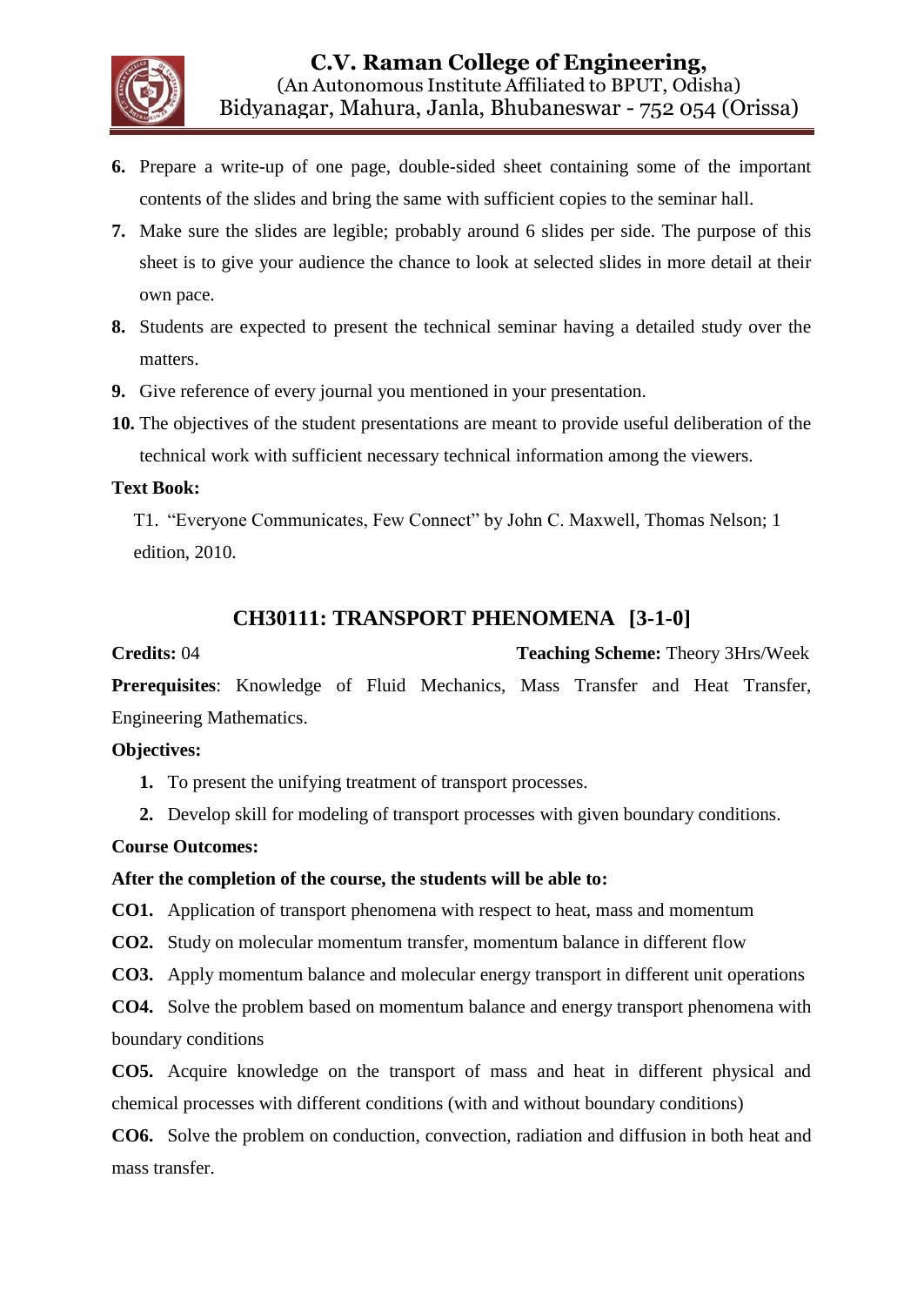6. Prepare a write-up of one page, double-sided sheet containing some of the important contents of the slides and bring the same with sufficient copies to the seminar hall.
7. Make sure the slides are legible; probably around 6 slides per side. The purpose of this sheet is to give your audience the chance to look at selected slides in more detail at their own pace.
8. Students are expected to present the technical seminar having a detailed study over the matters.
9. Give reference of every journal you mentioned in your presentation.
10. The objectives of the student presentations are meant to provide useful deliberation of the technical work with sufficient necessary technical information among the viewers.

**Text Book:**

T1. "Everyone Communicates, Few Connect" by John C. Maxwell, Thomas Nelson; 1 edition, 2010.

## CH30111: TRANSPORT PHENOMENA [3-1-0]

**Credits:** 04 **Teaching Scheme:** Theory 3Hrs/Week

**Prerequisites**: Knowledge of Fluid Mechanics, Mass Transfer and Heat Transfer, Engineering Mathematics.

**Objectives:**

1. To present the unifying treatment of transport processes.
2. Develop skill for modeling of transport processes with given boundary conditions.

**Course Outcomes:**

**After the completion of the course, the students will be able to:**

**CO1.** Application of transport phenomena with respect to heat, mass and momentum

**CO2.** Study on molecular momentum transfer, momentum balance in different flow

**CO3.** Apply momentum balance and molecular energy transport in different unit operations

**CO4.** Solve the problem based on momentum balance and energy transport phenomena with boundary conditions

**CO5.** Acquire knowledge on the transport of mass and heat in different physical and chemical processes with different conditions (with and without boundary conditions)

**CO6.** Solve the problem on conduction, convection, radiation and diffusion in both heat and mass transfer.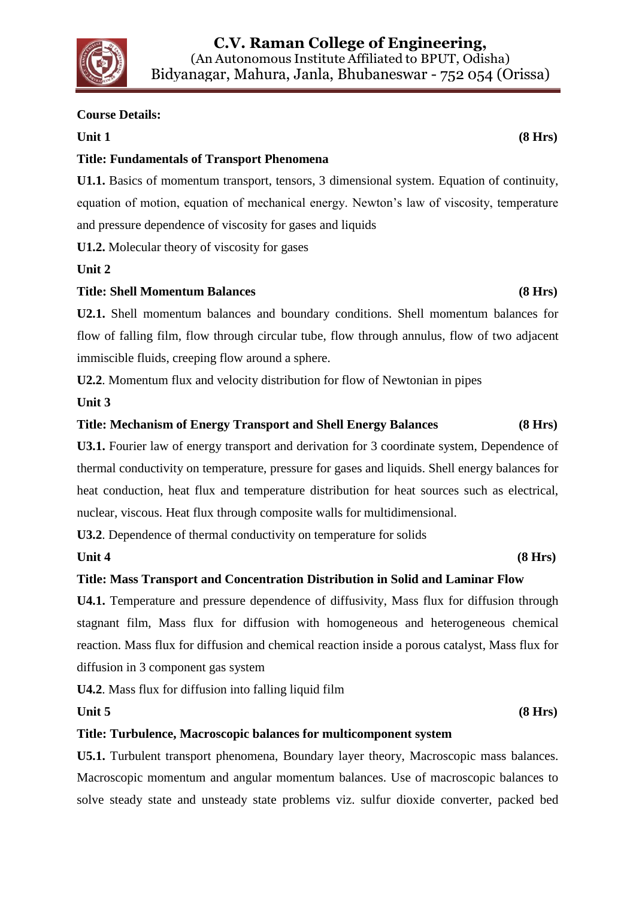**Course Details:**

**Unit 1** **(8 Hrs)**

**Title: Fundamentals of Transport Phenomena**

**U1.1.** Basics of momentum transport, tensors, 3 dimensional system. Equation of continuity, equation of motion, equation of mechanical energy. Newton's law of viscosity, temperature and pressure dependence of viscosity for gases and liquids

**U1.2.** Molecular theory of viscosity for gases

**Unit 2**

**Title: Shell Momentum Balances** **(8 Hrs)**

**U2.1.** Shell momentum balances and boundary conditions. Shell momentum balances for flow of falling film, flow through circular tube, flow through annulus, flow of two adjacent immiscible fluids, creeping flow around a sphere.

**U2.2**. Momentum flux and velocity distribution for flow of Newtonian in pipes

**Unit 3**

**Title: Mechanism of Energy Transport and Shell Energy Balances** **(8 Hrs)**

**U3.1.** Fourier law of energy transport and derivation for 3 coordinate system, Dependence of thermal conductivity on temperature, pressure for gases and liquids. Shell energy balances for heat conduction, heat flux and temperature distribution for heat sources such as electrical, nuclear, viscous. Heat flux through composite walls for multidimensional.

**U3.2**. Dependence of thermal conductivity on temperature for solids

**Unit 4** **(8 Hrs)**

**Title: Mass Transport and Concentration Distribution in Solid and Laminar Flow**

**U4.1.** Temperature and pressure dependence of diffusivity, Mass flux for diffusion through stagnant film, Mass flux for diffusion with homogeneous and heterogeneous chemical reaction. Mass flux for diffusion and chemical reaction inside a porous catalyst, Mass flux for diffusion in 3 component gas system

**U4.2**. Mass flux for diffusion into falling liquid film

**Unit 5** **(8 Hrs)**

**Title: Turbulence, Macroscopic balances for multicomponent system**

**U5.1.** Turbulent transport phenomena, Boundary layer theory, Macroscopic mass balances. Macroscopic momentum and angular momentum balances. Use of macroscopic balances to solve steady state and unsteady state problems viz. sulfur dioxide converter, packed bed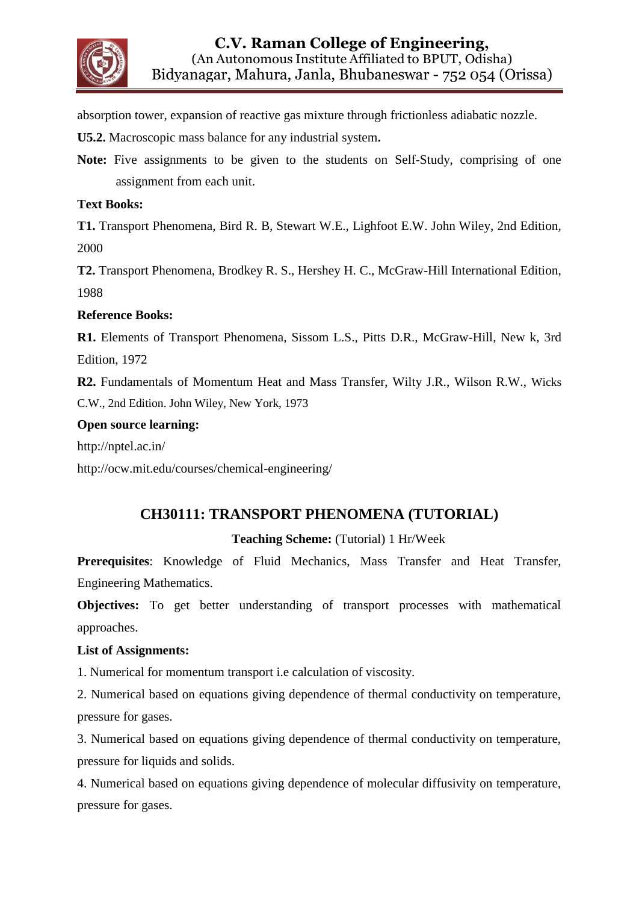absorption tower, expansion of reactive gas mixture through frictionless adiabatic nozzle.

**U5.2.** Macroscopic mass balance for any industrial system**.**

**Note:** Five assignments to be given to the students on Self-Study, comprising of one assignment from each unit.

**Text Books:**

**T1.** Transport Phenomena, Bird R. B, Stewart W.E., Lighfoot E.W. John Wiley, 2nd Edition, 2000

**T2.** Transport Phenomena, Brodkey R. S., Hershey H. C., McGraw-Hill International Edition, 1988

**Reference Books:**

**R1.** Elements of Transport Phenomena, Sissom L.S., Pitts D.R., McGraw-Hill, New k, 3rd Edition, 1972

**R2.** Fundamentals of Momentum Heat and Mass Transfer, Wilty J.R., Wilson R.W., Wicks C.W., 2nd Edition. John Wiley, New York, 1973

**Open source learning:**

http://nptel.ac.in/

http://ocw.mit.edu/courses/chemical-engineering/

## CH30111: TRANSPORT PHENOMENA (TUTORIAL)

**Teaching Scheme:** (Tutorial) 1 Hr/Week

**Prerequisites**: Knowledge of Fluid Mechanics, Mass Transfer and Heat Transfer, Engineering Mathematics.

**Objectives:** To get better understanding of transport processes with mathematical approaches.

**List of Assignments:**

1. Numerical for momentum transport i.e calculation of viscosity.
2. Numerical based on equations giving dependence of thermal conductivity on temperature, pressure for gases.
3. Numerical based on equations giving dependence of thermal conductivity on temperature, pressure for liquids and solids.
4. Numerical based on equations giving dependence of molecular diffusivity on temperature, pressure for gases.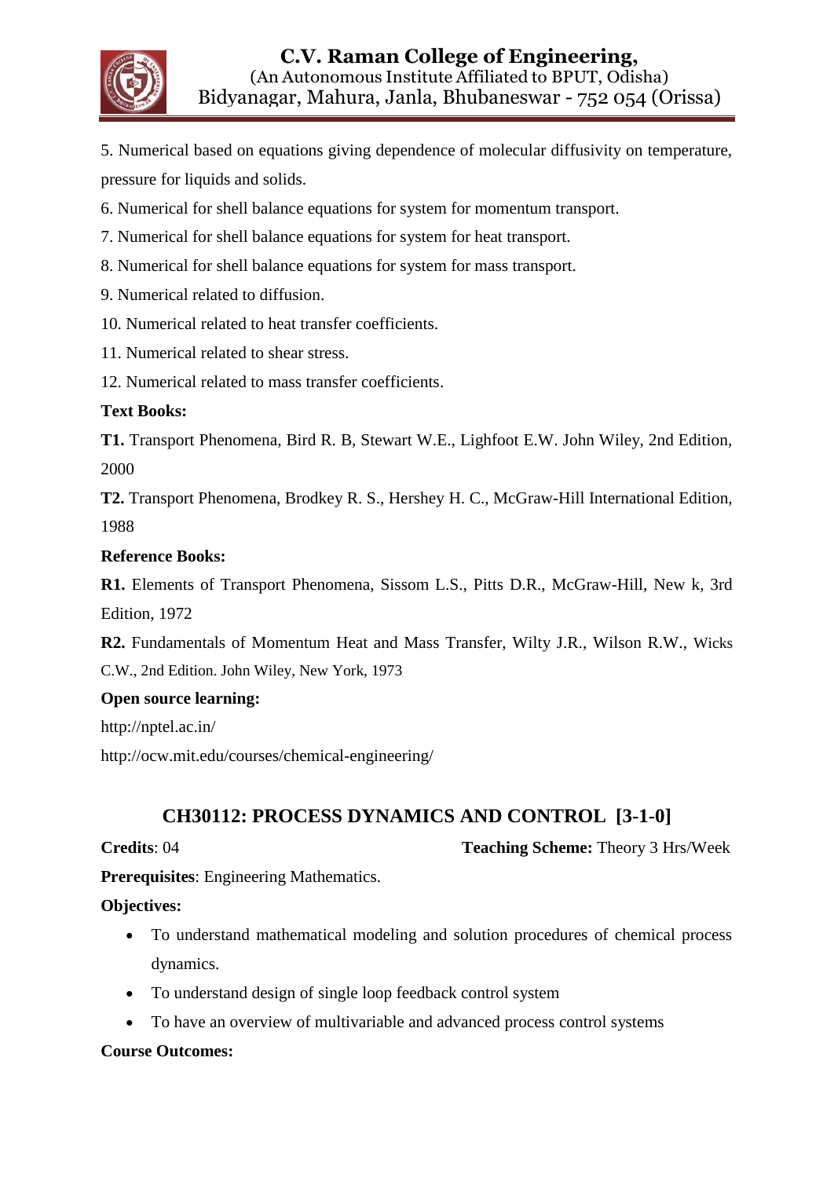5. Numerical based on equations giving dependence of molecular diffusivity on temperature, pressure for liquids and solids.

6. Numerical for shell balance equations for system for momentum transport.

7. Numerical for shell balance equations for system for heat transport.

8. Numerical for shell balance equations for system for mass transport.

9. Numerical related to diffusion.

10. Numerical related to heat transfer coefficients.

11. Numerical related to shear stress.

12. Numerical related to mass transfer coefficients.

**Text Books:**

**T1.** Transport Phenomena, Bird R. B, Stewart W.E., Lighfoot E.W. John Wiley, 2nd Edition, 2000

**T2.** Transport Phenomena, Brodkey R. S., Hershey H. C., McGraw-Hill International Edition, 1988

**Reference Books:**

**R1.** Elements of Transport Phenomena, Sissom L.S., Pitts D.R., McGraw-Hill, New k, 3rd Edition, 1972

**R2.** Fundamentals of Momentum Heat and Mass Transfer, Wilty J.R., Wilson R.W., Wicks C.W., 2nd Edition. John Wiley, New York, 1973

**Open source learning:**

http://nptel.ac.in/

http://ocw.mit.edu/courses/chemical-engineering/

## CH30112: PROCESS DYNAMICS AND CONTROL [3-1-0]

**Credits**: 04 **Teaching Scheme:** Theory 3 Hrs/Week

**Prerequisites**: Engineering Mathematics.

**Objectives:**

- To understand mathematical modeling and solution procedures of chemical process dynamics.
- To understand design of single loop feedback control system
- To have an overview of multivariable and advanced process control systems

**Course Outcomes:**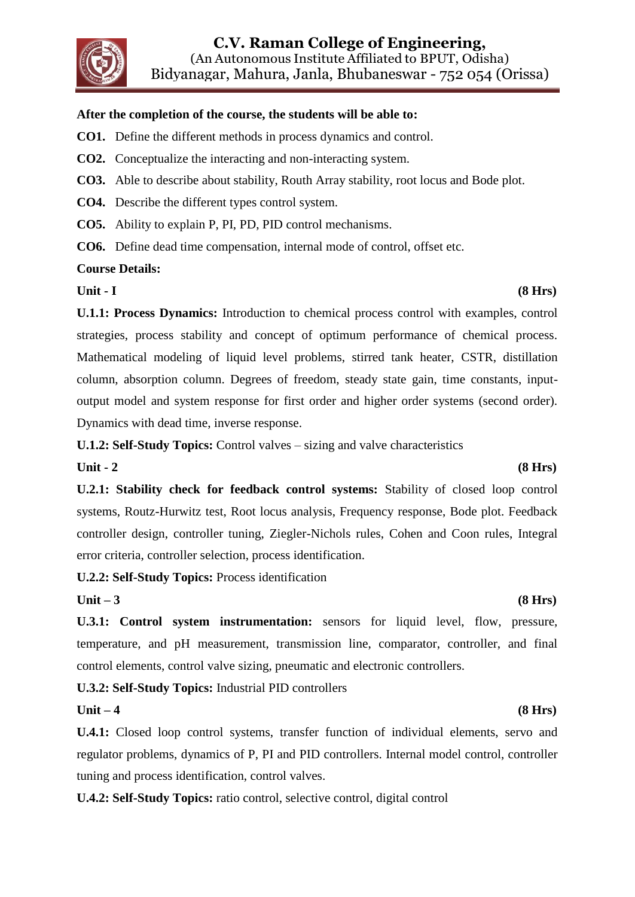**After the completion of the course, the students will be able to:**

**CO1.** Define the different methods in process dynamics and control.

**CO2.** Conceptualize the interacting and non-interacting system.

**CO3.** Able to describe about stability, Routh Array stability, root locus and Bode plot.

**CO4.** Describe the different types control system.

**CO5.** Ability to explain P, PI, PD, PID control mechanisms.

**CO6.** Define dead time compensation, internal mode of control, offset etc.

**Course Details:**

**Unit - I** **(8 Hrs)**

**U.1.1: Process Dynamics:** Introduction to chemical process control with examples, control strategies, process stability and concept of optimum performance of chemical process. Mathematical modeling of liquid level problems, stirred tank heater, CSTR, distillation column, absorption column. Degrees of freedom, steady state gain, time constants, input-output model and system response for first order and higher order systems (second order). Dynamics with dead time, inverse response.

**U.1.2: Self-Study Topics:** Control valves – sizing and valve characteristics

**Unit - 2** **(8 Hrs)**

**U.2.1: Stability check for feedback control systems:** Stability of closed loop control systems, Routz-Hurwitz test, Root locus analysis, Frequency response, Bode plot. Feedback controller design, controller tuning, Ziegler-Nichols rules, Cohen and Coon rules, Integral error criteria, controller selection, process identification.

**U.2.2: Self-Study Topics:** Process identification

**Unit – 3** **(8 Hrs)**

**U.3.1: Control system instrumentation:** sensors for liquid level, flow, pressure, temperature, and pH measurement, transmission line, comparator, controller, and final control elements, control valve sizing, pneumatic and electronic controllers.

**U.3.2: Self-Study Topics:** Industrial PID controllers

**Unit – 4** **(8 Hrs)**

**U.4.1:** Closed loop control systems, transfer function of individual elements, servo and regulator problems, dynamics of P, PI and PID controllers. Internal model control, controller tuning and process identification, control valves.

**U.4.2: Self-Study Topics:** ratio control, selective control, digital control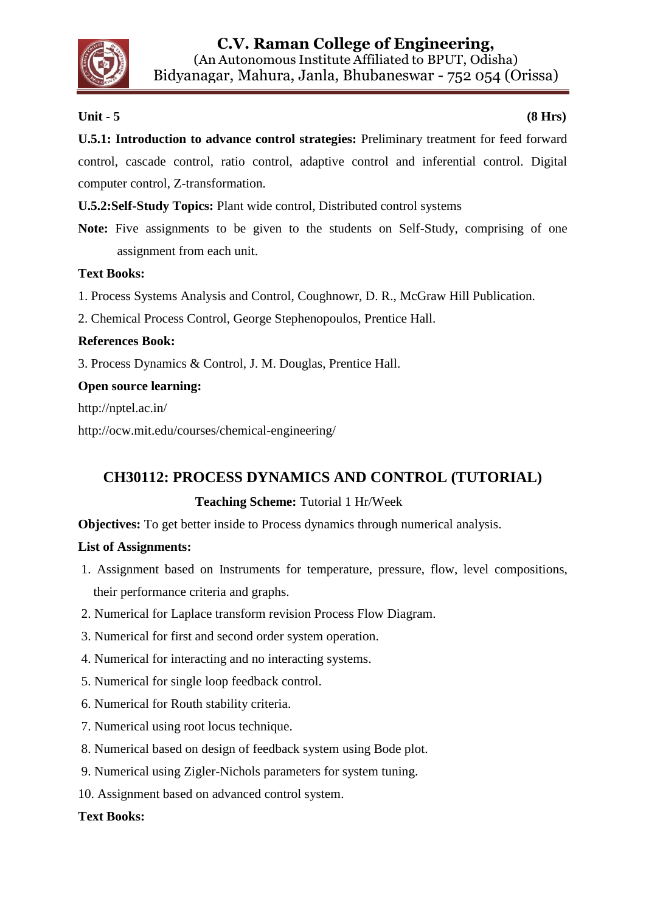**Unit - 5** **(8 Hrs)**

**U.5.1: Introduction to advance control strategies:** Preliminary treatment for feed forward control, cascade control, ratio control, adaptive control and inferential control. Digital computer control, Z-transformation.

**U.5.2:Self-Study Topics:** Plant wide control, Distributed control systems

**Note:** Five assignments to be given to the students on Self-Study, comprising of one assignment from each unit.

**Text Books:**

1. Process Systems Analysis and Control, Coughnowr, D. R., McGraw Hill Publication.
2. Chemical Process Control, George Stephenopoulos, Prentice Hall.

**References Book:**

3. Process Dynamics & Control, J. M. Douglas, Prentice Hall.

**Open source learning:**

http://nptel.ac.in/

http://ocw.mit.edu/courses/chemical-engineering/

## CH30112: PROCESS DYNAMICS AND CONTROL (TUTORIAL)

**Teaching Scheme:** Tutorial 1 Hr/Week

**Objectives:** To get better inside to Process dynamics through numerical analysis.

**List of Assignments:**

1. Assignment based on Instruments for temperature, pressure, flow, level compositions, their performance criteria and graphs.
2. Numerical for Laplace transform revision Process Flow Diagram.
3. Numerical for first and second order system operation.
4. Numerical for interacting and no interacting systems.
5. Numerical for single loop feedback control.
6. Numerical for Routh stability criteria.
7. Numerical using root locus technique.
8. Numerical based on design of feedback system using Bode plot.
9. Numerical using Zigler-Nichols parameters for system tuning.
10. Assignment based on advanced control system.

**Text Books:**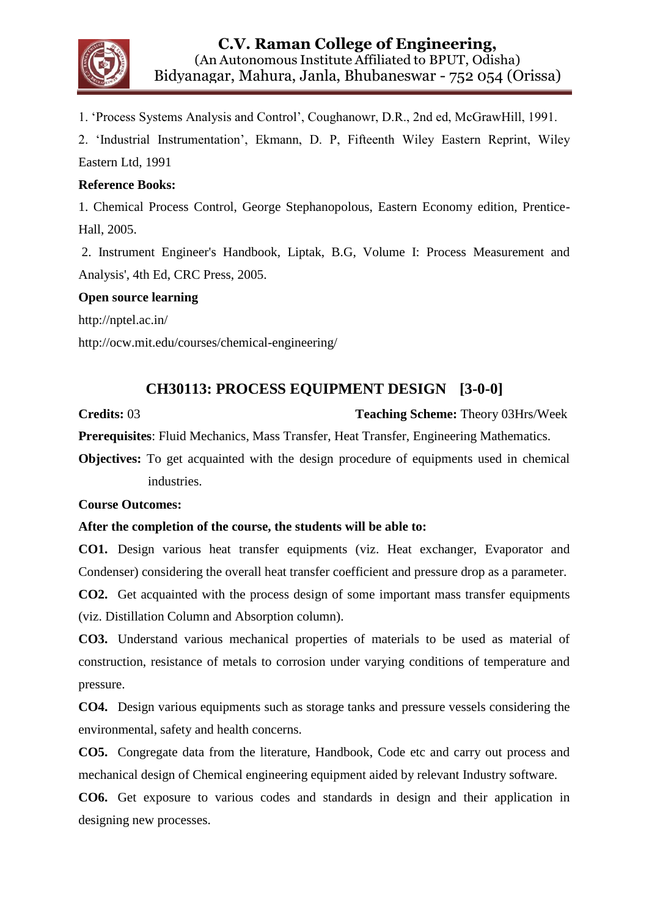1. 'Process Systems Analysis and Control', Coughanowr, D.R., 2nd ed, McGrawHill, 1991.

2. 'Industrial Instrumentation', Ekmann, D. P, Fifteenth Wiley Eastern Reprint, Wiley Eastern Ltd, 1991

**Reference Books:**

1. Chemical Process Control, George Stephanopolous, Eastern Economy edition, Prentice-Hall, 2005.

2. Instrument Engineer's Handbook, Liptak, B.G, Volume I: Process Measurement and Analysis', 4th Ed, CRC Press, 2005.

**Open source learning**

http://nptel.ac.in/

http://ocw.mit.edu/courses/chemical-engineering/

## CH30113: PROCESS EQUIPMENT DESIGN [3-0-0]

**Credits:** 03 **Teaching Scheme:** Theory 03Hrs/Week

**Prerequisites**: Fluid Mechanics, Mass Transfer, Heat Transfer, Engineering Mathematics.

**Objectives:** To get acquainted with the design procedure of equipments used in chemical industries.

**Course Outcomes:**

**After the completion of the course, the students will be able to:**

**CO1.** Design various heat transfer equipments (viz. Heat exchanger, Evaporator and Condenser) considering the overall heat transfer coefficient and pressure drop as a parameter.

**CO2.** Get acquainted with the process design of some important mass transfer equipments (viz. Distillation Column and Absorption column).

**CO3.** Understand various mechanical properties of materials to be used as material of construction, resistance of metals to corrosion under varying conditions of temperature and pressure.

**CO4.** Design various equipments such as storage tanks and pressure vessels considering the environmental, safety and health concerns.

**CO5.** Congregate data from the literature, Handbook, Code etc and carry out process and mechanical design of Chemical engineering equipment aided by relevant Industry software.

**CO6.** Get exposure to various codes and standards in design and their application in designing new processes.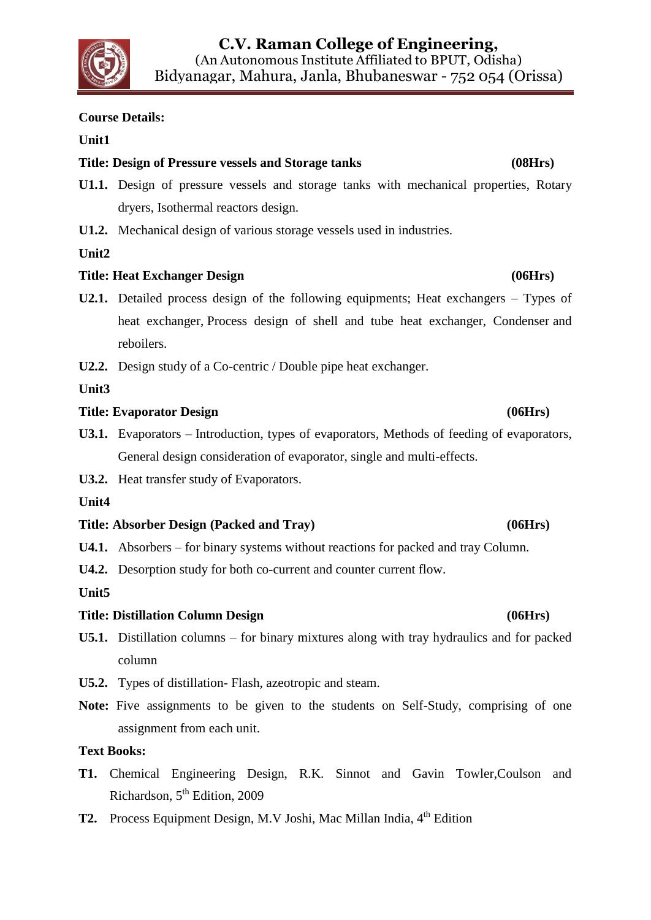**Course Details:**

**Unit1**

**Title: Design of Pressure vessels and Storage tanks (08Hrs)**

**U1.1.** Design of pressure vessels and storage tanks with mechanical properties, Rotary dryers, Isothermal reactors design.

**U1.2.** Mechanical design of various storage vessels used in industries.

**Unit2**

**Title: Heat Exchanger Design (06Hrs)**

**U2.1.** Detailed process design of the following equipments; Heat exchangers – Types of heat exchanger, Process design of shell and tube heat exchanger, Condenser and reboilers.

**U2.2.** Design study of a Co-centric / Double pipe heat exchanger.

**Unit3**

**Title: Evaporator Design (06Hrs)**

**U3.1.** Evaporators – Introduction, types of evaporators, Methods of feeding of evaporators, General design consideration of evaporator, single and multi-effects.

**U3.2.** Heat transfer study of Evaporators.

**Unit4**

**Title: Absorber Design (Packed and Tray) (06Hrs)**

**U4.1.** Absorbers – for binary systems without reactions for packed and tray Column.

**U4.2.** Desorption study for both co-current and counter current flow.

**Unit5**

**Title: Distillation Column Design (06Hrs)**

**U5.1.** Distillation columns – for binary mixtures along with tray hydraulics and for packed column

**U5.2.** Types of distillation- Flash, azeotropic and steam.

**Note:** Five assignments to be given to the students on Self-Study, comprising of one assignment from each unit.

**Text Books:**

**T1.** Chemical Engineering Design, R.K. Sinnot and Gavin Towler,Coulson and Richardson, 5th Edition, 2009

**T2.** Process Equipment Design, M.V Joshi, Mac Millan India, 4th Edition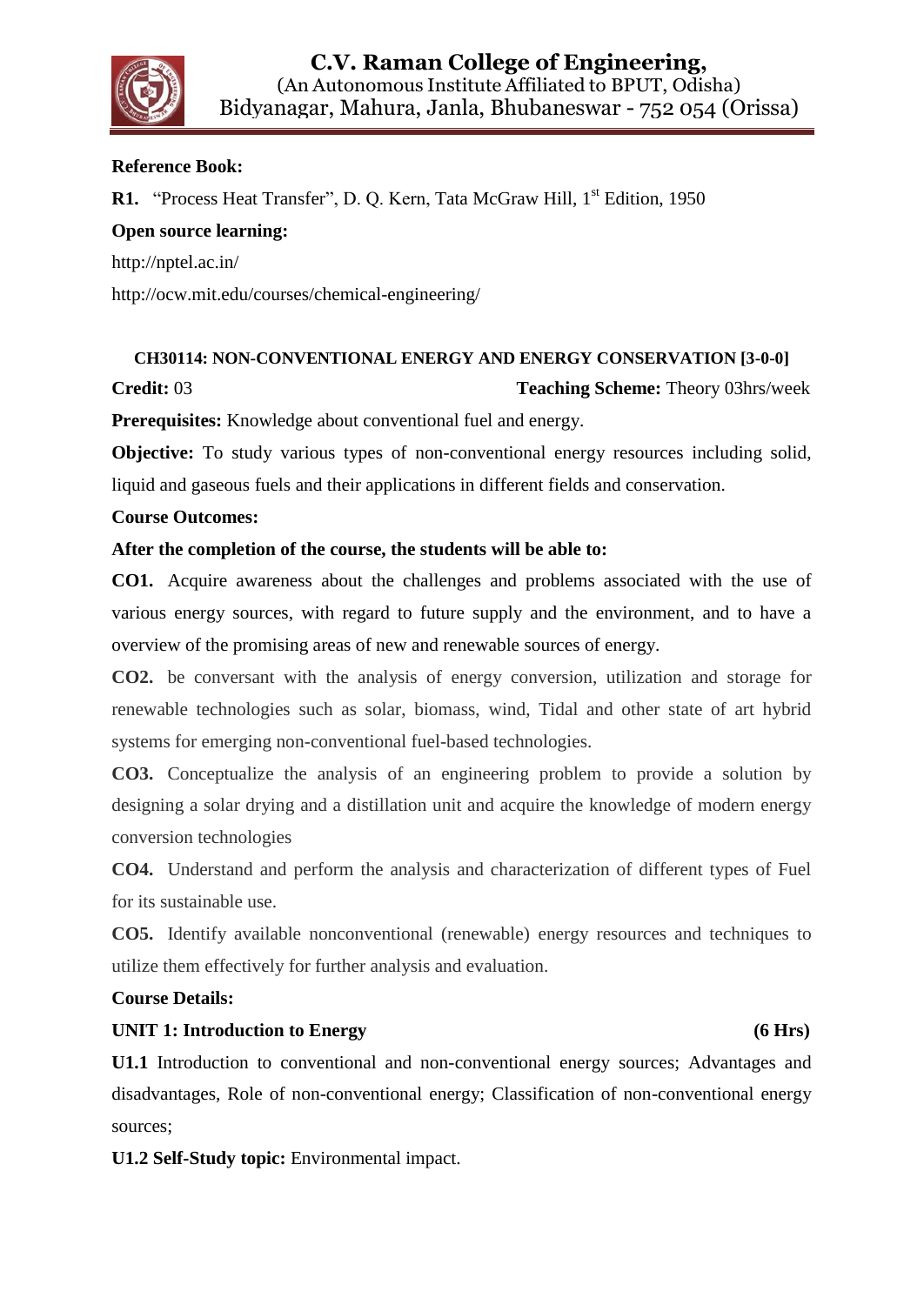**Reference Book:**

**R1.** "Process Heat Transfer", D. Q. Kern, Tata McGraw Hill, 1st Edition, 1950

**Open source learning:**

http://nptel.ac.in/

http://ocw.mit.edu/courses/chemical-engineering/

### CH30114: NON-CONVENTIONAL ENERGY AND ENERGY CONSERVATION [3-0-0]

**Credit:** 03 **Teaching Scheme:** Theory 03hrs/week

**Prerequisites:** Knowledge about conventional fuel and energy.

**Objective:** To study various types of non-conventional energy resources including solid, liquid and gaseous fuels and their applications in different fields and conservation.

**Course Outcomes:**

**After the completion of the course, the students will be able to:**

**CO1.** Acquire awareness about the challenges and problems associated with the use of various energy sources, with regard to future supply and the environment, and to have a overview of the promising areas of new and renewable sources of energy.

**CO2.** be conversant with the analysis of energy conversion, utilization and storage for renewable technologies such as solar, biomass, wind, Tidal and other state of art hybrid systems for emerging non-conventional fuel-based technologies.

**CO3.** Conceptualize the analysis of an engineering problem to provide a solution by designing a solar drying and a distillation unit and acquire the knowledge of modern energy conversion technologies

**CO4.** Understand and perform the analysis and characterization of different types of Fuel for its sustainable use.

**CO5.** Identify available nonconventional (renewable) energy resources and techniques to utilize them effectively for further analysis and evaluation.

**Course Details:**

**UNIT 1: Introduction to Energy (6 Hrs)**

**U1.1** Introduction to conventional and non-conventional energy sources; Advantages and disadvantages, Role of non-conventional energy; Classification of non-conventional energy sources;

**U1.2 Self-Study topic:** Environmental impact.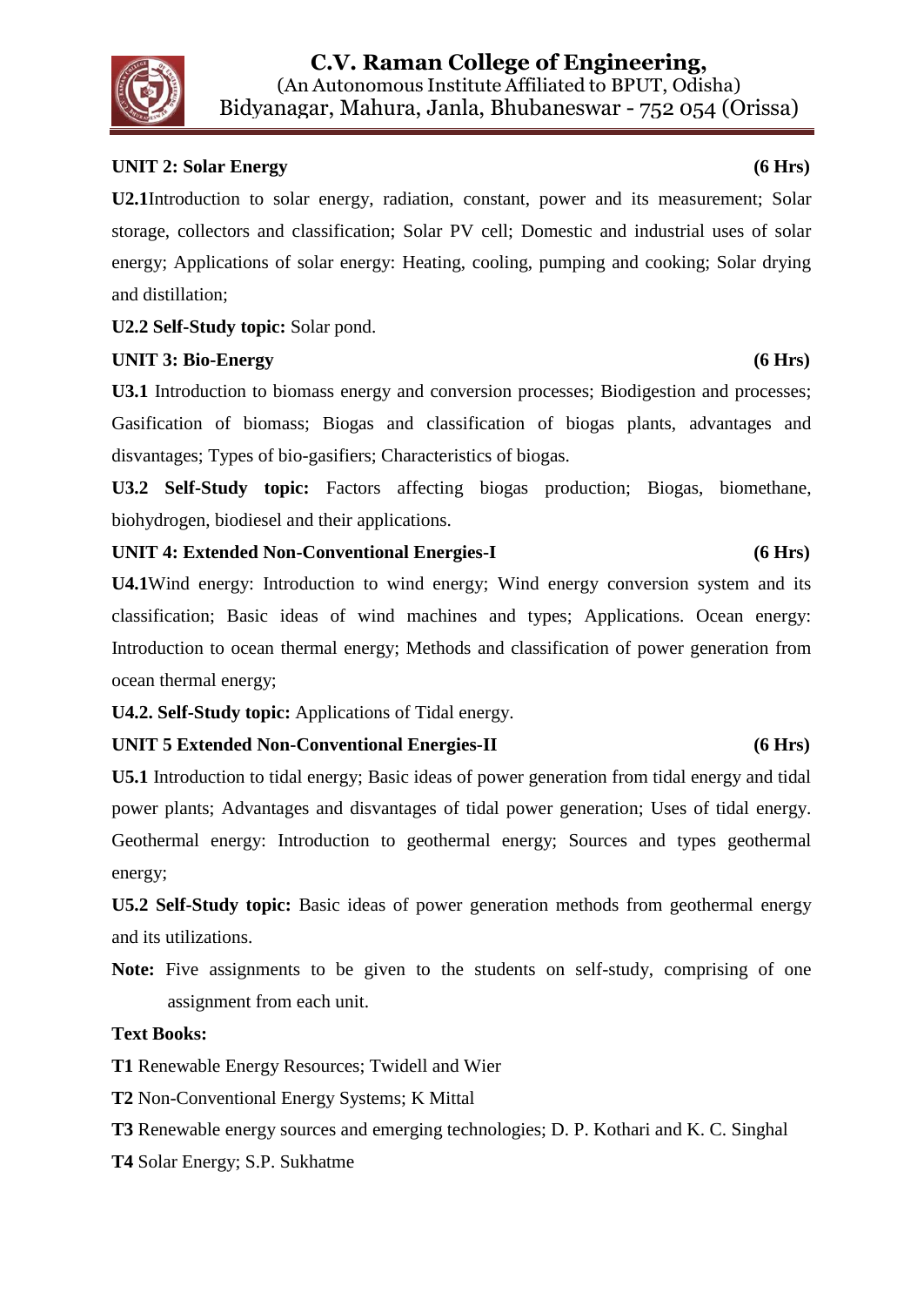**UNIT 2: Solar Energy (6 Hrs)**

**U2.1**Introduction to solar energy, radiation, constant, power and its measurement; Solar storage, collectors and classification; Solar PV cell; Domestic and industrial uses of solar energy; Applications of solar energy: Heating, cooling, pumping and cooking; Solar drying and distillation;

**U2.2 Self-Study topic:** Solar pond.

**UNIT 3: Bio-Energy (6 Hrs)**

**U3.1** Introduction to biomass energy and conversion processes; Biodigestion and processes; Gasification of biomass; Biogas and classification of biogas plants, advantages and disvantages; Types of bio-gasifiers; Characteristics of biogas.

**U3.2 Self-Study topic:** Factors affecting biogas production; Biogas, biomethane, biohydrogen, biodiesel and their applications.

**UNIT 4: Extended Non-Conventional Energies-I (6 Hrs)**

**U4.1**Wind energy: Introduction to wind energy; Wind energy conversion system and its classification; Basic ideas of wind machines and types; Applications. Ocean energy: Introduction to ocean thermal energy; Methods and classification of power generation from ocean thermal energy;

**U4.2. Self-Study topic:** Applications of Tidal energy.

**UNIT 5 Extended Non-Conventional Energies-II (6 Hrs)**

**U5.1** Introduction to tidal energy; Basic ideas of power generation from tidal energy and tidal power plants; Advantages and disvantages of tidal power generation; Uses of tidal energy. Geothermal energy: Introduction to geothermal energy; Sources and types geothermal energy;

**U5.2 Self-Study topic:** Basic ideas of power generation methods from geothermal energy and its utilizations.

**Note:** Five assignments to be given to the students on self-study, comprising of one assignment from each unit.

**Text Books:**

**T1** Renewable Energy Resources; Twidell and Wier

**T2** Non-Conventional Energy Systems; K Mittal

**T3** Renewable energy sources and emerging technologies; D. P. Kothari and K. C. Singhal

**T4** Solar Energy; S.P. Sukhatme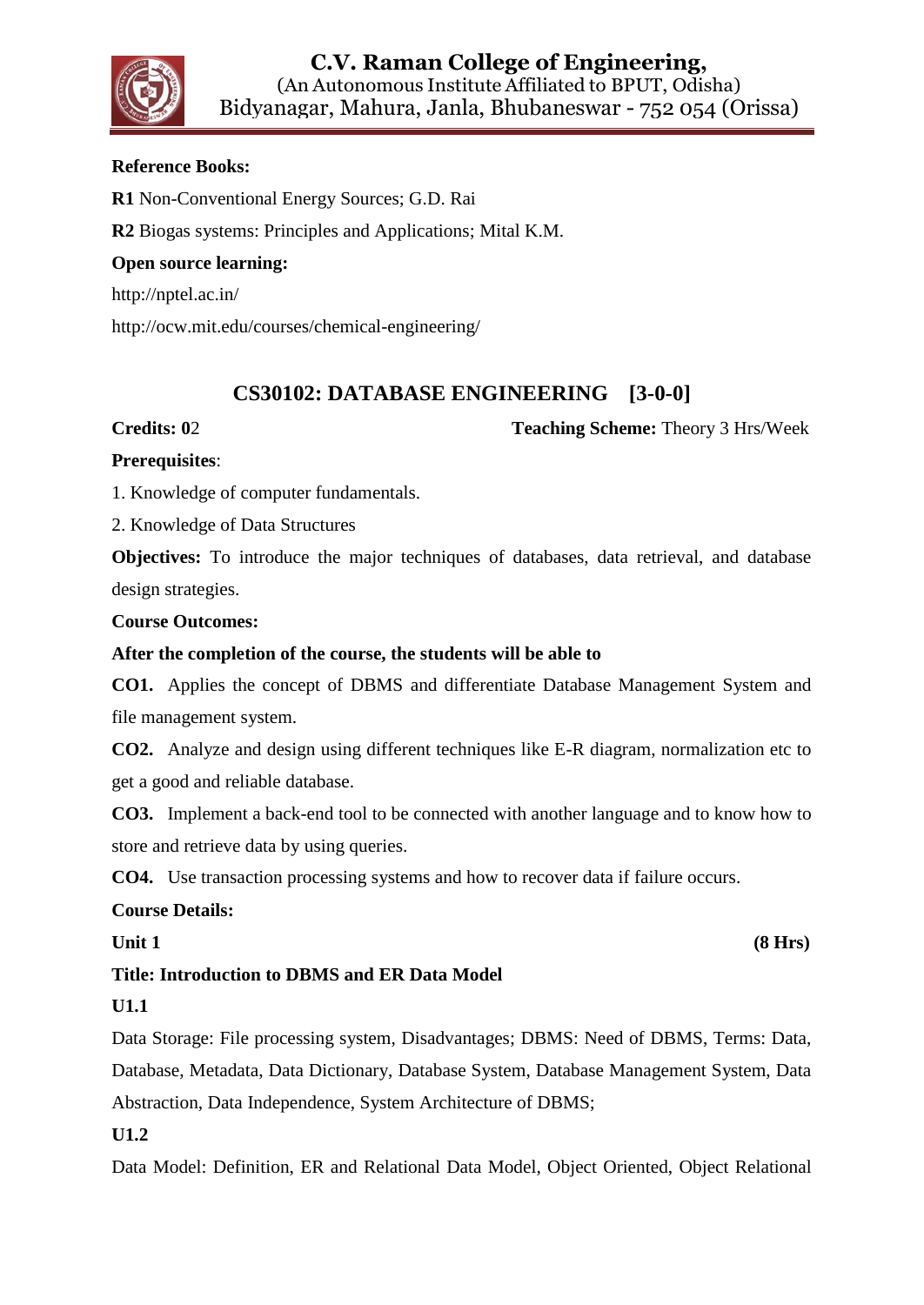**Reference Books:**

**R1** Non-Conventional Energy Sources; G.D. Rai

**R2** Biogas systems: Principles and Applications; Mital K.M.

**Open source learning:**

http://nptel.ac.in/

http://ocw.mit.edu/courses/chemical-engineering/

## CS30102: DATABASE ENGINEERING [3-0-0]

**Credits: 0**2 **Teaching Scheme:** Theory 3 Hrs/Week

**Prerequisites**:

1. Knowledge of computer fundamentals.
2. Knowledge of Data Structures

**Objectives:** To introduce the major techniques of databases, data retrieval, and database design strategies.

**Course Outcomes:**

**After the completion of the course, the students will be able to**

**CO1.** Applies the concept of DBMS and differentiate Database Management System and file management system.

**CO2.** Analyze and design using different techniques like E-R diagram, normalization etc to get a good and reliable database.

**CO3.** Implement a back-end tool to be connected with another language and to know how to store and retrieve data by using queries.

**CO4.** Use transaction processing systems and how to recover data if failure occurs.

**Course Details:**

**Unit 1** **(8 Hrs)**

**Title: Introduction to DBMS and ER Data Model**

**U1.1**

Data Storage: File processing system, Disadvantages; DBMS: Need of DBMS, Terms: Data, Database, Metadata, Data Dictionary, Database System, Database Management System, Data Abstraction, Data Independence, System Architecture of DBMS;

**U1.2**

Data Model: Definition, ER and Relational Data Model, Object Oriented, Object Relational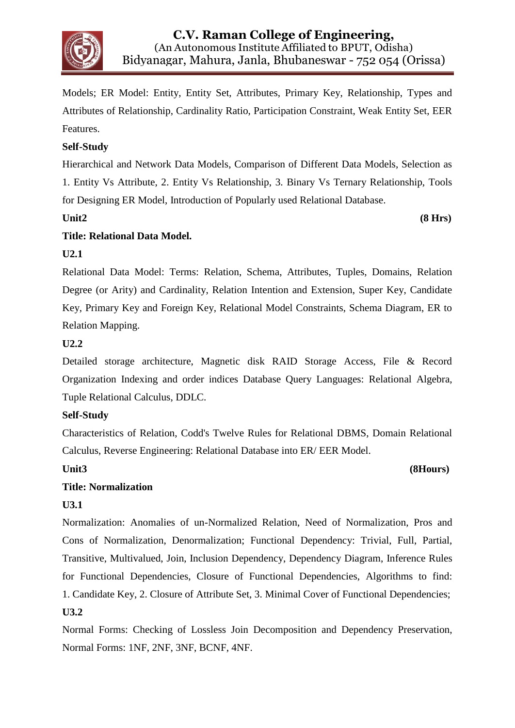Models; ER Model: Entity, Entity Set, Attributes, Primary Key, Relationship, Types and Attributes of Relationship, Cardinality Ratio, Participation Constraint, Weak Entity Set, EER Features.

**Self-Study**

Hierarchical and Network Data Models, Comparison of Different Data Models, Selection as 1. Entity Vs Attribute, 2. Entity Vs Relationship, 3. Binary Vs Ternary Relationship, Tools for Designing ER Model, Introduction of Popularly used Relational Database.

**Unit2** **(8 Hrs)**

**Title: Relational Data Model.**

**U2.1**

Relational Data Model: Terms: Relation, Schema, Attributes, Tuples, Domains, Relation Degree (or Arity) and Cardinality, Relation Intention and Extension, Super Key, Candidate Key, Primary Key and Foreign Key, Relational Model Constraints, Schema Diagram, ER to Relation Mapping.

**U2.2**

Detailed storage architecture, Magnetic disk RAID Storage Access, File & Record Organization Indexing and order indices Database Query Languages: Relational Algebra, Tuple Relational Calculus, DDLC.

**Self-Study**

Characteristics of Relation, Codd's Twelve Rules for Relational DBMS, Domain Relational Calculus, Reverse Engineering: Relational Database into ER/ EER Model.

**Unit3** **(8Hours)**

**Title: Normalization**

**U3.1**

Normalization: Anomalies of un-Normalized Relation, Need of Normalization, Pros and Cons of Normalization, Denormalization; Functional Dependency: Trivial, Full, Partial, Transitive, Multivalued, Join, Inclusion Dependency, Dependency Diagram, Inference Rules for Functional Dependencies, Closure of Functional Dependencies, Algorithms to find: 1. Candidate Key, 2. Closure of Attribute Set, 3. Minimal Cover of Functional Dependencies;

**U3.2**

Normal Forms: Checking of Lossless Join Decomposition and Dependency Preservation, Normal Forms: 1NF, 2NF, 3NF, BCNF, 4NF.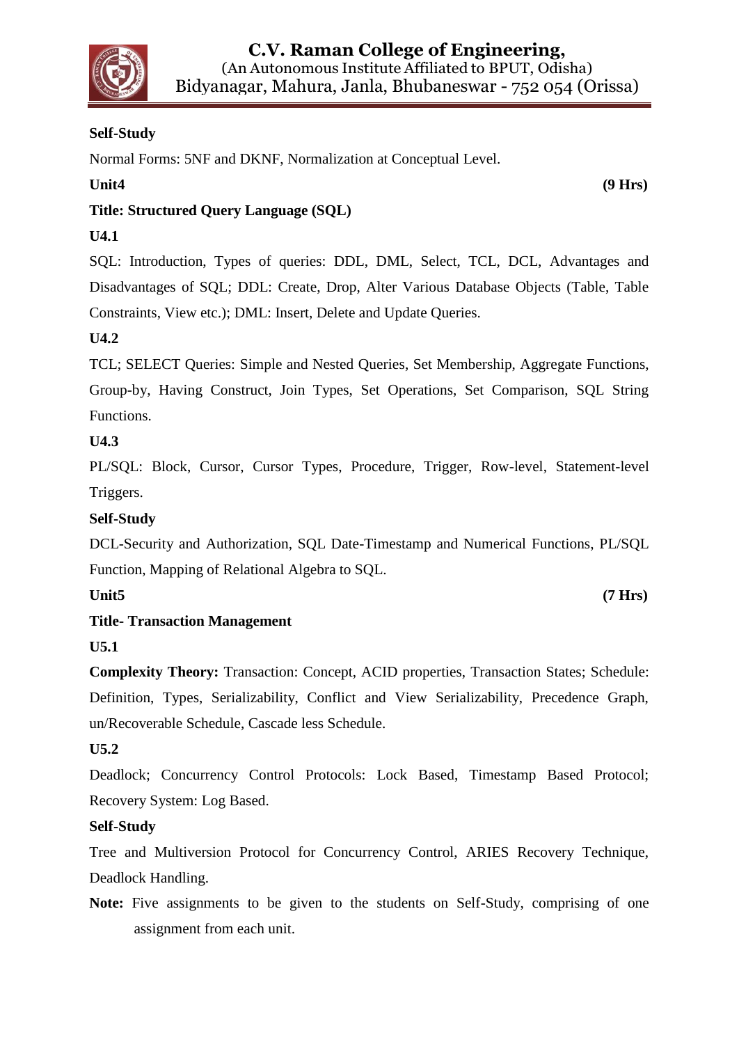**Self-Study**

Normal Forms: 5NF and DKNF, Normalization at Conceptual Level.

**Unit4** **(9 Hrs)**

**Title: Structured Query Language (SQL)**

**U4.1**

SQL: Introduction, Types of queries: DDL, DML, Select, TCL, DCL, Advantages and Disadvantages of SQL; DDL: Create, Drop, Alter Various Database Objects (Table, Table Constraints, View etc.); DML: Insert, Delete and Update Queries.

**U4.2**

TCL; SELECT Queries: Simple and Nested Queries, Set Membership, Aggregate Functions, Group-by, Having Construct, Join Types, Set Operations, Set Comparison, SQL String Functions.

**U4.3**

PL/SQL: Block, Cursor, Cursor Types, Procedure, Trigger, Row-level, Statement-level Triggers.

**Self-Study**

DCL-Security and Authorization, SQL Date-Timestamp and Numerical Functions, PL/SQL Function, Mapping of Relational Algebra to SQL.

**Unit5** **(7 Hrs)**

**Title- Transaction Management**

**U5.1**

**Complexity Theory:** Transaction: Concept, ACID properties, Transaction States; Schedule: Definition, Types, Serializability, Conflict and View Serializability, Precedence Graph, un/Recoverable Schedule, Cascade less Schedule.

**U5.2**

Deadlock; Concurrency Control Protocols: Lock Based, Timestamp Based Protocol; Recovery System: Log Based.

**Self-Study**

Tree and Multiversion Protocol for Concurrency Control, ARIES Recovery Technique, Deadlock Handling.

**Note:** Five assignments to be given to the students on Self-Study, comprising of one assignment from each unit.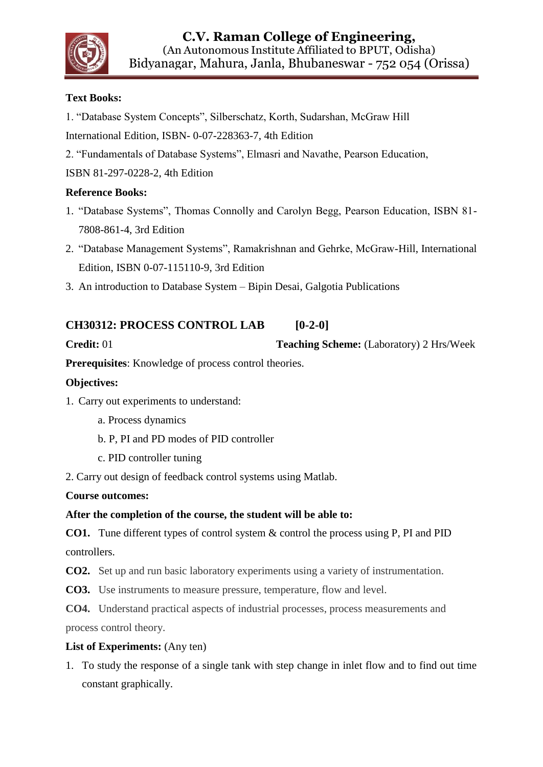**Text Books:**

1. "Database System Concepts", Silberschatz, Korth, Sudarshan, McGraw Hill International Edition, ISBN- 0-07-228363-7, 4th Edition
2. "Fundamentals of Database Systems", Elmasri and Navathe, Pearson Education, ISBN 81-297-0228-2, 4th Edition

**Reference Books:**

1. "Database Systems", Thomas Connolly and Carolyn Begg, Pearson Education, ISBN 81-7808-861-4, 3rd Edition
2. "Database Management Systems", Ramakrishnan and Gehrke, McGraw-Hill, International Edition, ISBN 0-07-115110-9, 3rd Edition
3. An introduction to Database System – Bipin Desai, Galgotia Publications

## CH30312: PROCESS CONTROL LAB [0-2-0]

**Credit:** 01 **Teaching Scheme:** (Laboratory) 2 Hrs/Week

**Prerequisites**: Knowledge of process control theories.

**Objectives:**

1. Carry out experiments to understand:
   a. Process dynamics
   b. P, PI and PD modes of PID controller
   c. PID controller tuning
2. Carry out design of feedback control systems using Matlab.

**Course outcomes:**

**After the completion of the course, the student will be able to:**

**CO1.** Tune different types of control system & control the process using P, PI and PID controllers.

**CO2.** Set up and run basic laboratory experiments using a variety of instrumentation.

**CO3.** Use instruments to measure pressure, temperature, flow and level.

**CO4.** Understand practical aspects of industrial processes, process measurements and process control theory.

**List of Experiments:** (Any ten)

1. To study the response of a single tank with step change in inlet flow and to find out time constant graphically.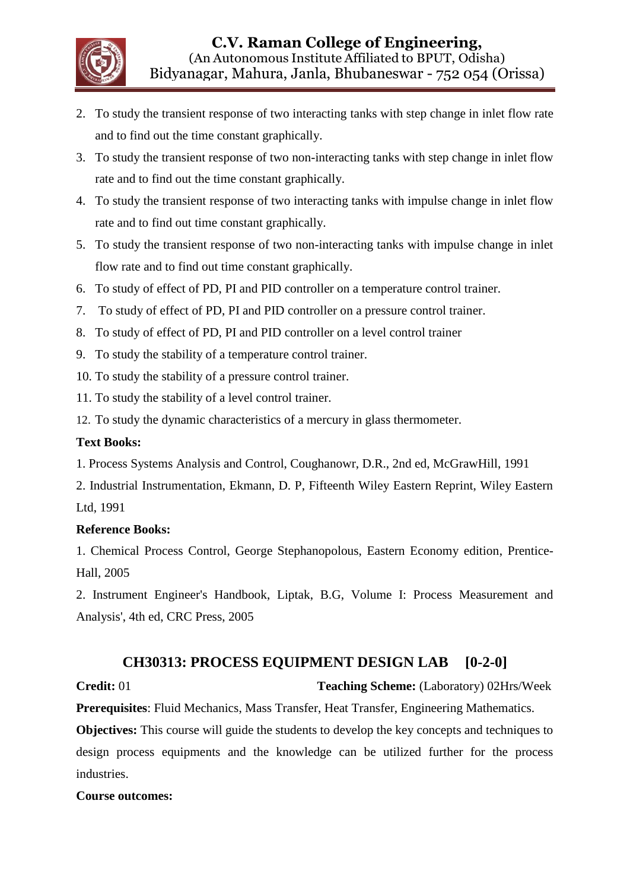2. To study the transient response of two interacting tanks with step change in inlet flow rate and to find out the time constant graphically.
3. To study the transient response of two non-interacting tanks with step change in inlet flow rate and to find out the time constant graphically.
4. To study the transient response of two interacting tanks with impulse change in inlet flow rate and to find out time constant graphically.
5. To study the transient response of two non-interacting tanks with impulse change in inlet flow rate and to find out time constant graphically.
6. To study of effect of PD, PI and PID controller on a temperature control trainer.
7. To study of effect of PD, PI and PID controller on a pressure control trainer.
8. To study of effect of PD, PI and PID controller on a level control trainer
9. To study the stability of a temperature control trainer.
10. To study the stability of a pressure control trainer.
11. To study the stability of a level control trainer.
12. To study the dynamic characteristics of a mercury in glass thermometer.

**Text Books:**

1. Process Systems Analysis and Control, Coughanowr, D.R., 2nd ed, McGrawHill, 1991
2. Industrial Instrumentation, Ekmann, D. P, Fifteenth Wiley Eastern Reprint, Wiley Eastern Ltd, 1991

**Reference Books:**

1. Chemical Process Control, George Stephanopolous, Eastern Economy edition, Prentice-Hall, 2005
2. Instrument Engineer's Handbook, Liptak, B.G, Volume I: Process Measurement and Analysis', 4th ed, CRC Press, 2005

## CH30313: PROCESS EQUIPMENT DESIGN LAB [0-2-0]

**Credit:** 01 **Teaching Scheme:** (Laboratory) 02Hrs/Week

**Prerequisites**: Fluid Mechanics, Mass Transfer, Heat Transfer, Engineering Mathematics.

**Objectives:** This course will guide the students to develop the key concepts and techniques to design process equipments and the knowledge can be utilized further for the process industries.

**Course outcomes:**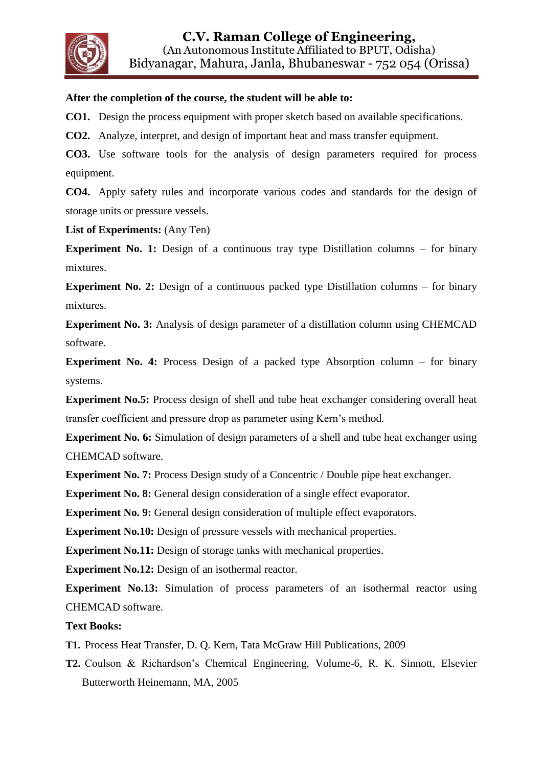**After the completion of the course, the student will be able to:**

**CO1.** Design the process equipment with proper sketch based on available specifications.

**CO2.** Analyze, interpret, and design of important heat and mass transfer equipment.

**CO3.** Use software tools for the analysis of design parameters required for process equipment.

**CO4.** Apply safety rules and incorporate various codes and standards for the design of storage units or pressure vessels.

**List of Experiments:** (Any Ten)

**Experiment No. 1:** Design of a continuous tray type Distillation columns – for binary mixtures.

**Experiment No. 2:** Design of a continuous packed type Distillation columns – for binary mixtures.

**Experiment No. 3:** Analysis of design parameter of a distillation column using CHEMCAD software.

**Experiment No. 4:** Process Design of a packed type Absorption column – for binary systems.

**Experiment No.5:** Process design of shell and tube heat exchanger considering overall heat transfer coefficient and pressure drop as parameter using Kern's method.

**Experiment No. 6:** Simulation of design parameters of a shell and tube heat exchanger using CHEMCAD software.

**Experiment No. 7:** Process Design study of a Concentric / Double pipe heat exchanger.

**Experiment No. 8:** General design consideration of a single effect evaporator.

**Experiment No. 9:** General design consideration of multiple effect evaporators.

**Experiment No.10:** Design of pressure vessels with mechanical properties.

**Experiment No.11:** Design of storage tanks with mechanical properties.

**Experiment No.12:** Design of an isothermal reactor.

**Experiment No.13:** Simulation of process parameters of an isothermal reactor using CHEMCAD software.

**Text Books:**

**T1.** Process Heat Transfer, D. Q. Kern, Tata McGraw Hill Publications, 2009

**T2.** Coulson & Richardson's Chemical Engineering, Volume-6, R. K. Sinnott, Elsevier Butterworth Heinemann, MA, 2005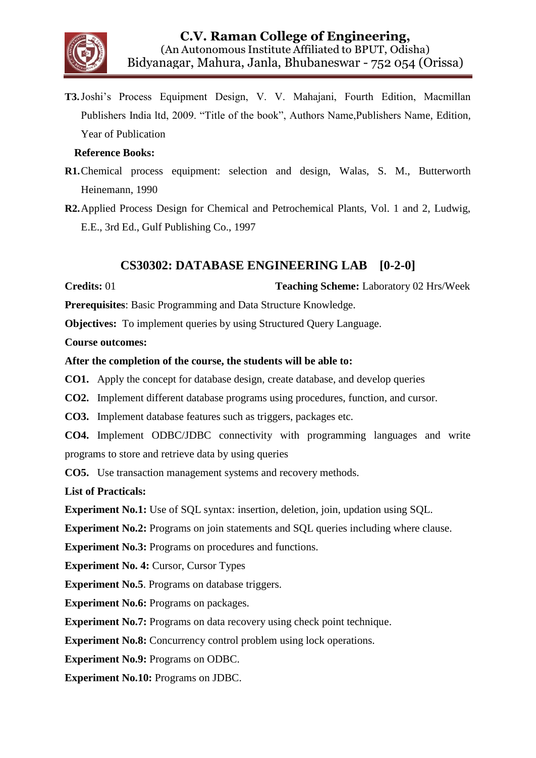**T3.** Joshi's Process Equipment Design, V. V. Mahajani, Fourth Edition, Macmillan Publishers India ltd, 2009. "Title of the book", Authors Name,Publishers Name, Edition, Year of Publication

**Reference Books:**

**R1.** Chemical process equipment: selection and design, Walas, S. M., Butterworth Heinemann, 1990

**R2.** Applied Process Design for Chemical and Petrochemical Plants, Vol. 1 and 2, Ludwig, E.E., 3rd Ed., Gulf Publishing Co., 1997

## CS30302: DATABASE ENGINEERING LAB [0-2-0]

**Credits:** 01 **Teaching Scheme:** Laboratory 02 Hrs/Week

**Prerequisites**: Basic Programming and Data Structure Knowledge.

**Objectives:** To implement queries by using Structured Query Language.

**Course outcomes:**

**After the completion of the course, the students will be able to:**

**CO1.** Apply the concept for database design, create database, and develop queries

**CO2.** Implement different database programs using procedures, function, and cursor.

**CO3.** Implement database features such as triggers, packages etc.

**CO4.** Implement ODBC/JDBC connectivity with programming languages and write programs to store and retrieve data by using queries

**CO5.** Use transaction management systems and recovery methods.

**List of Practicals:**

**Experiment No.1:** Use of SQL syntax: insertion, deletion, join, updation using SQL.

**Experiment No.2:** Programs on join statements and SQL queries including where clause.

**Experiment No.3:** Programs on procedures and functions.

**Experiment No. 4:** Cursor, Cursor Types

**Experiment No.5**. Programs on database triggers.

**Experiment No.6:** Programs on packages.

**Experiment No.7:** Programs on data recovery using check point technique.

**Experiment No.8:** Concurrency control problem using lock operations.

**Experiment No.9:** Programs on ODBC.

**Experiment No.10:** Programs on JDBC.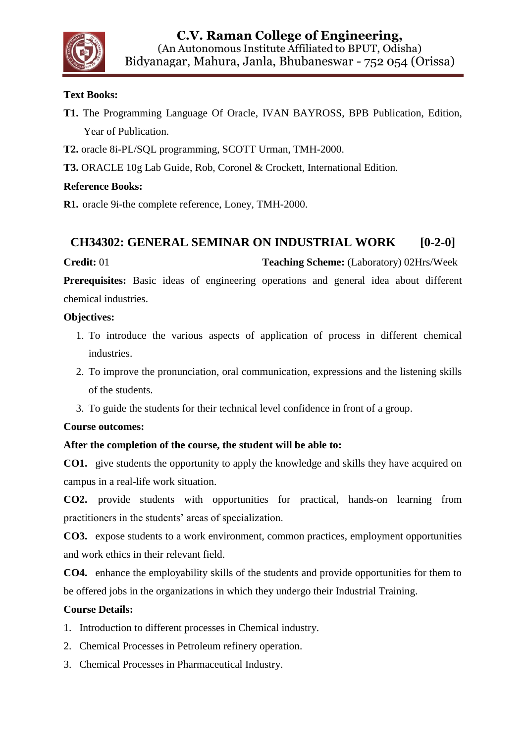**Text Books:**

**T1.** The Programming Language Of Oracle, IVAN BAYROSS, BPB Publication, Edition, Year of Publication.

**T2.** oracle 8i-PL/SQL programming, SCOTT Urman, TMH-2000.

**T3.** ORACLE 10g Lab Guide, Rob, Coronel & Crockett, International Edition.

**Reference Books:**

**R1.** oracle 9i-the complete reference, Loney, TMH-2000.

## CH34302: GENERAL SEMINAR ON INDUSTRIAL WORK [0-2-0]

**Credit:** 01 **Teaching Scheme:** (Laboratory) 02Hrs/Week

**Prerequisites:** Basic ideas of engineering operations and general idea about different chemical industries.

**Objectives:**

1. To introduce the various aspects of application of process in different chemical industries.
2. To improve the pronunciation, oral communication, expressions and the listening skills of the students.
3. To guide the students for their technical level confidence in front of a group.

**Course outcomes:**

**After the completion of the course, the student will be able to:**

**CO1.** give students the opportunity to apply the knowledge and skills they have acquired on campus in a real-life work situation.

**CO2.** provide students with opportunities for practical, hands-on learning from practitioners in the students' areas of specialization.

**CO3.** expose students to a work environment, common practices, employment opportunities and work ethics in their relevant field.

**CO4.** enhance the employability skills of the students and provide opportunities for them to be offered jobs in the organizations in which they undergo their Industrial Training.

**Course Details:**

1. Introduction to different processes in Chemical industry.
2. Chemical Processes in Petroleum refinery operation.
3. Chemical Processes in Pharmaceutical Industry.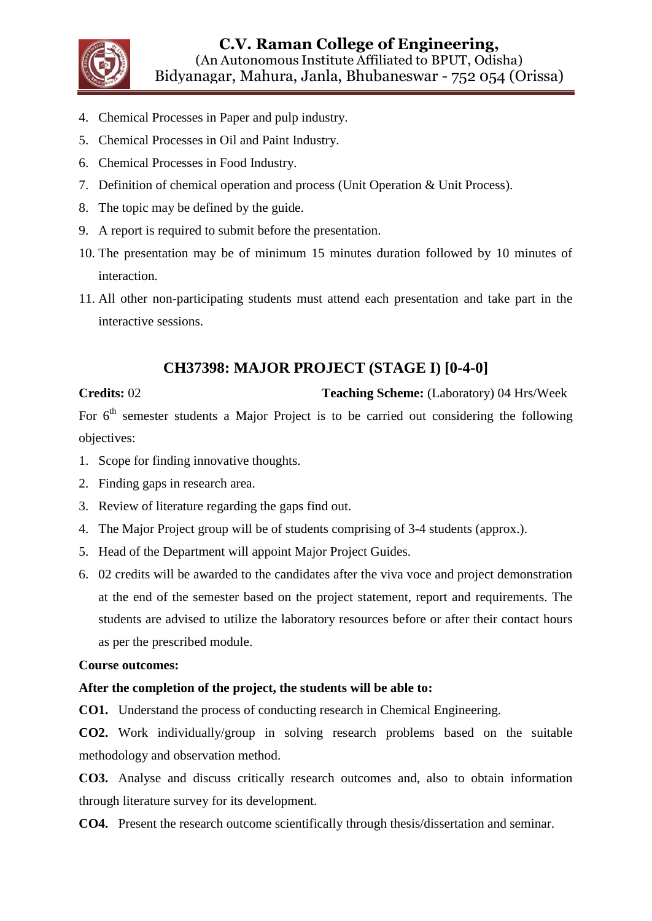4. Chemical Processes in Paper and pulp industry.
5. Chemical Processes in Oil and Paint Industry.
6. Chemical Processes in Food Industry.
7. Definition of chemical operation and process (Unit Operation & Unit Process).
8. The topic may be defined by the guide.
9. A report is required to submit before the presentation.
10. The presentation may be of minimum 15 minutes duration followed by 10 minutes of interaction.
11. All other non-participating students must attend each presentation and take part in the interactive sessions.

## CH37398: MAJOR PROJECT (STAGE I) [0-4-0]

**Credits:** 02 **Teaching Scheme:** (Laboratory) 04 Hrs/Week

For 6th semester students a Major Project is to be carried out considering the following objectives:

1. Scope for finding innovative thoughts.
2. Finding gaps in research area.
3. Review of literature regarding the gaps find out.
4. The Major Project group will be of students comprising of 3-4 students (approx.).
5. Head of the Department will appoint Major Project Guides.
6. 02 credits will be awarded to the candidates after the viva voce and project demonstration at the end of the semester based on the project statement, report and requirements. The students are advised to utilize the laboratory resources before or after their contact hours as per the prescribed module.

**Course outcomes:**

**After the completion of the project, the students will be able to:**

**CO1.** Understand the process of conducting research in Chemical Engineering.

**CO2.** Work individually/group in solving research problems based on the suitable methodology and observation method.

**CO3.** Analyse and discuss critically research outcomes and, also to obtain information through literature survey for its development.

**CO4.** Present the research outcome scientifically through thesis/dissertation and seminar.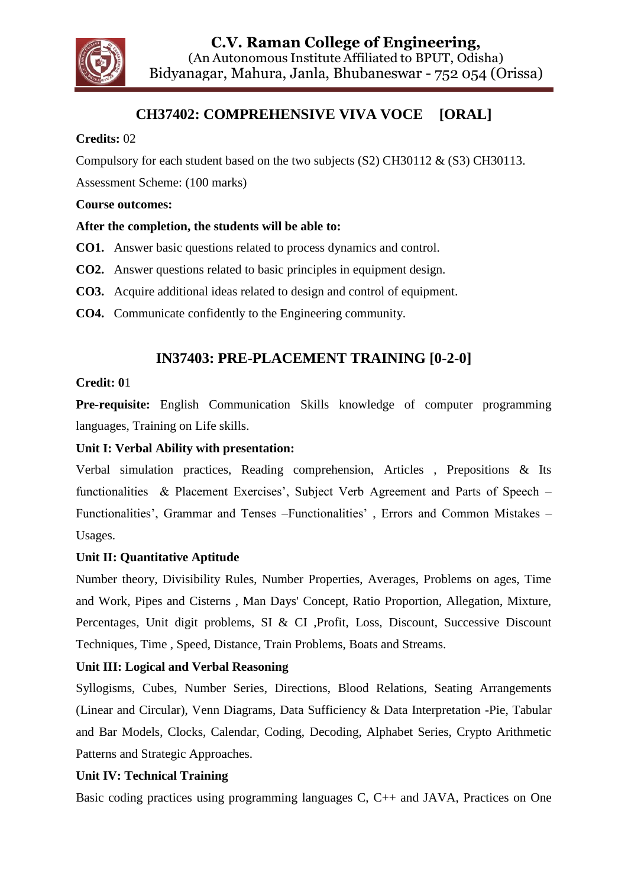## CH37402: COMPREHENSIVE VIVA VOCE [ORAL]

**Credits:** 02

Compulsory for each student based on the two subjects (S2) CH30112 & (S3) CH30113.

Assessment Scheme: (100 marks)

**Course outcomes:**

**After the completion, the students will be able to:**

**CO1.** Answer basic questions related to process dynamics and control.

**CO2.** Answer questions related to basic principles in equipment design.

**CO3.** Acquire additional ideas related to design and control of equipment.

**CO4.** Communicate confidently to the Engineering community.

## IN37403: PRE-PLACEMENT TRAINING [0-2-0]

**Credit: 0**1

**Pre-requisite:** English Communication Skills knowledge of computer programming languages, Training on Life skills.

**Unit I: Verbal Ability with presentation:**

Verbal simulation practices, Reading comprehension, Articles , Prepositions & Its functionalities & Placement Exercises', Subject Verb Agreement and Parts of Speech –Functionalities', Grammar and Tenses –Functionalities' , Errors and Common Mistakes – Usages.

**Unit II: Quantitative Aptitude**

Number theory, Divisibility Rules, Number Properties, Averages, Problems on ages, Time and Work, Pipes and Cisterns , Man Days' Concept, Ratio Proportion, Allegation, Mixture, Percentages, Unit digit problems, SI & CI ,Profit, Loss, Discount, Successive Discount Techniques, Time , Speed, Distance, Train Problems, Boats and Streams.

**Unit III: Logical and Verbal Reasoning**

Syllogisms, Cubes, Number Series, Directions, Blood Relations, Seating Arrangements (Linear and Circular), Venn Diagrams, Data Sufficiency & Data Interpretation -Pie, Tabular and Bar Models, Clocks, Calendar, Coding, Decoding, Alphabet Series, Crypto Arithmetic Patterns and Strategic Approaches.

**Unit IV: Technical Training**

Basic coding practices using programming languages C, C++ and JAVA, Practices on One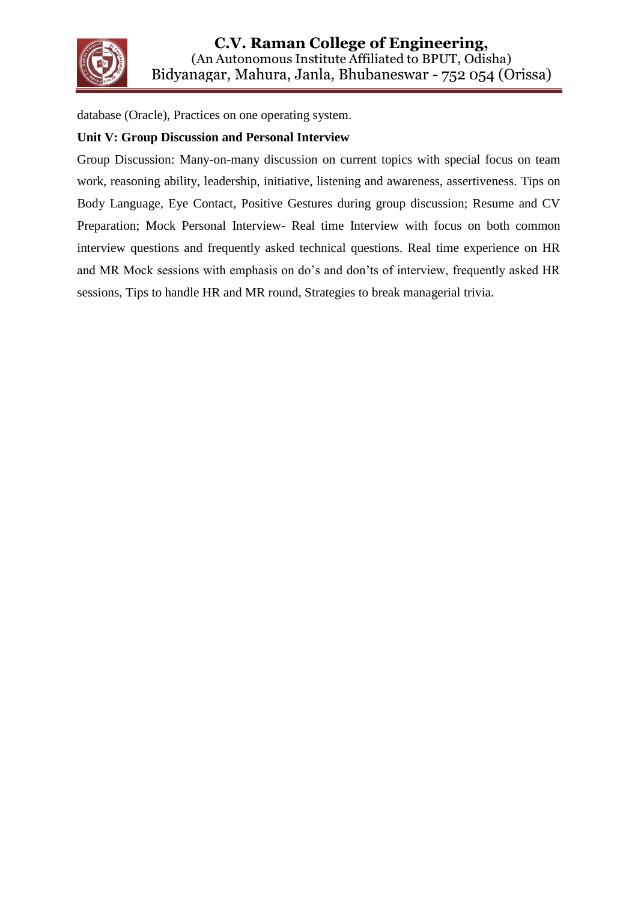database (Oracle), Practices on one operating system.

**Unit V: Group Discussion and Personal Interview**

Group Discussion: Many-on-many discussion on current topics with special focus on team work, reasoning ability, leadership, initiative, listening and awareness, assertiveness. Tips on Body Language, Eye Contact, Positive Gestures during group discussion; Resume and CV Preparation; Mock Personal Interview- Real time Interview with focus on both common interview questions and frequently asked technical questions. Real time experience on HR and MR Mock sessions with emphasis on do's and don'ts of interview, frequently asked HR sessions, Tips to handle HR and MR round, Strategies to break managerial trivia.